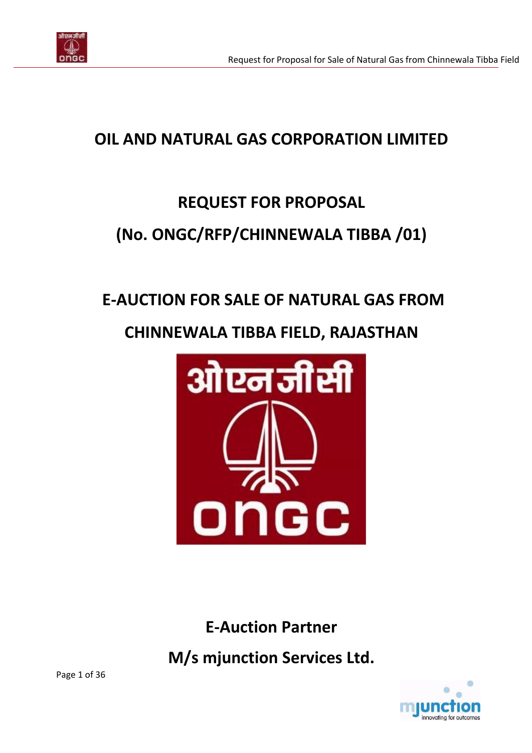# OIL AND NATURAL GAS CORPORATION LIMITED

## REQUEST FOR PROPOSAL

## (No. ONGC/RFP/CHINNEWALA TIBBA /01)

## E-AUCTION FOR SALE OF NATURAL GAS FROM CHINNEWALA TIBBA FIELD, RAJASTHAN

**E-Auction Partner**

**M/s mjunction Services Ltd.**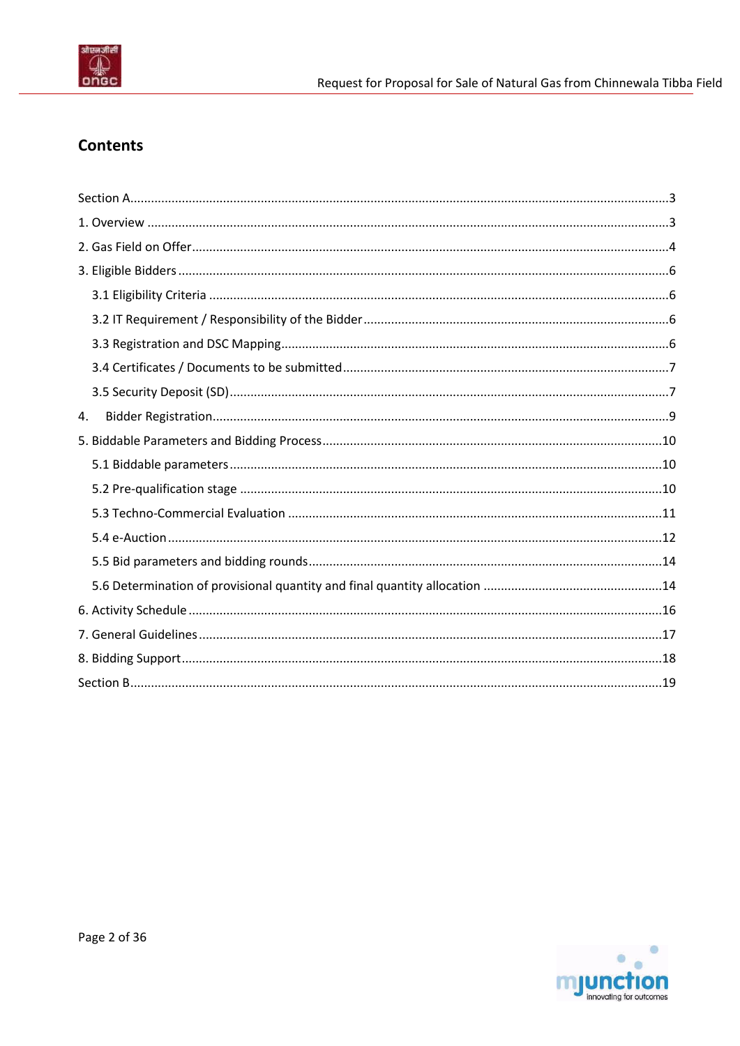# Contents

- Section A ........................................................................ 3
- 1. Overview ........................................................................ 3
- 2. Gas Field on Offer ........................................................................ 4
- 3. Eligible Bidders ........................................................................ 6
    - 3.1 Eligibility Criteria ........................................................................ 6
    - 3.2 IT Requirement / Responsibility of the Bidder ........................................................................ 6
    - 3.3 Registration and DSC Mapping ........................................................................ 6
    - 3.4 Certificates / Documents to be submitted ........................................................................ 7
    - 3.5 Security Deposit (SD) ........................................................................ 7
- 4. Bidder Registration ........................................................................ 9
- 5. Biddable Parameters and Bidding Process ........................................................................ 10
    - 5.1 Biddable parameters ........................................................................ 10
    - 5.2 Pre-qualification stage ........................................................................ 10
    - 5.3 Techno-Commercial Evaluation ........................................................................ 11
    - 5.4 e-Auction ........................................................................ 12
    - 5.5 Bid parameters and bidding rounds ........................................................................ 14
    - 5.6 Determination of provisional quantity and final quantity allocation ........................................................................ 14
- 6. Activity Schedule ........................................................................ 16
- 7. General Guidelines ........................................................................ 17
- 8. Bidding Support ........................................................................ 18
- Section B ........................................................................ 19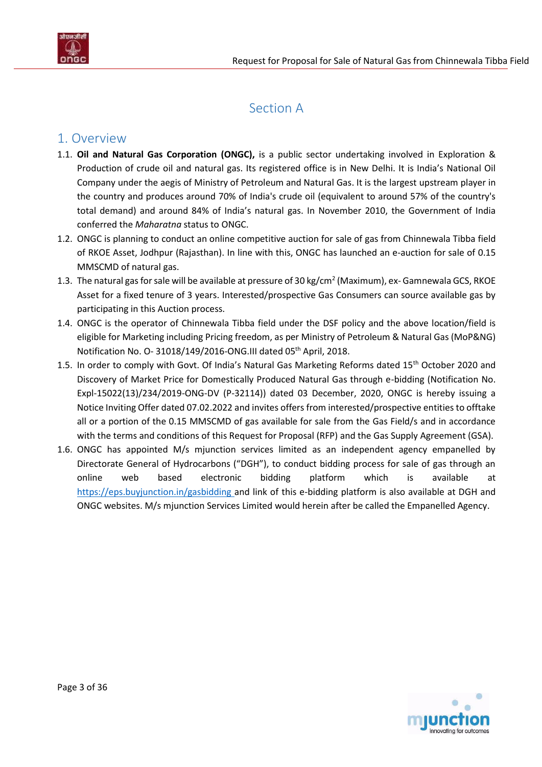# Section A

## 1. Overview

1.1. **Oil and Natural Gas Corporation (ONGC),** is a public sector undertaking involved in Exploration & Production of crude oil and natural gas. Its registered office is in New Delhi. It is India's National Oil Company under the aegis of Ministry of Petroleum and Natural Gas. It is the largest upstream player in the country and produces around 70% of India's crude oil (equivalent to around 57% of the country's total demand) and around 84% of India's natural gas. In November 2010, the Government of India conferred the *Maharatna* status to ONGC.

1.2. ONGC is planning to conduct an online competitive auction for sale of gas from Chinnewala Tibba field of RKOE Asset, Jodhpur (Rajasthan). In line with this, ONGC has launched an e-auction for sale of 0.15 MMSCMD of natural gas.

1.3. The natural gas for sale will be available at pressure of 30 kg/cm$^2$ (Maximum), ex- Gamnewala GCS, RKOE Asset for a fixed tenure of 3 years. Interested/prospective Gas Consumers can source available gas by participating in this Auction process.

1.4. ONGC is the operator of Chinnewala Tibba field under the DSF policy and the above location/field is eligible for Marketing including Pricing freedom, as per Ministry of Petroleum & Natural Gas (MoP&NG) Notification No. O- 31018/149/2016-ONG.III dated 05th April, 2018.

1.5. In order to comply with Govt. Of India's Natural Gas Marketing Reforms dated 15th October 2020 and Discovery of Market Price for Domestically Produced Natural Gas through e-bidding (Notification No. Expl-15022(13)/234/2019-ONG-DV (P-32114)) dated 03 December, 2020, ONGC is hereby issuing a Notice Inviting Offer dated 07.02.2022 and invites offers from interested/prospective entities to offtake all or a portion of the 0.15 MMSCMD of gas available for sale from the Gas Field/s and in accordance with the terms and conditions of this Request for Proposal (RFP) and the Gas Supply Agreement (GSA).

1.6. ONGC has appointed M/s mjunction services limited as an independent agency empanelled by Directorate General of Hydrocarbons ("DGH"), to conduct bidding process for sale of gas through an online web based electronic bidding platform which is available at https://eps.buyjunction.in/gasbidding and link of this e-bidding platform is also available at DGH and ONGC websites. M/s mjunction Services Limited would herein after be called the Empanelled Agency.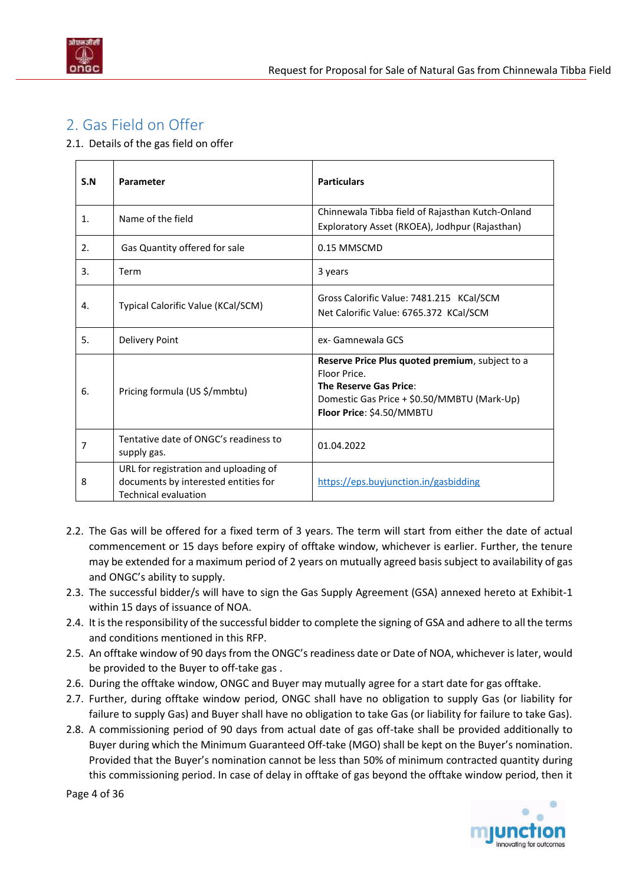## 2. Gas Field on Offer

2.1. Details of the gas field on offer

| S.N | Parameter | Particulars |
|---|---|---|
| 1. | Name of the field | Chinnewala Tibba field of Rajasthan Kutch-Onland Exploratory Asset (RKOEA), Jodhpur (Rajasthan) |
| 2. | Gas Quantity offered for sale | 0.15 MMSCMD |
| 3. | Term | 3 years |
| 4. | Typical Calorific Value (KCal/SCM) | Gross Calorific Value: 7481.215 KCal/SCM<br>Net Calorific Value: 6765.372 KCal/SCM |
| 5. | Delivery Point | ex- Gamnewala GCS |
| 6. | Pricing formula (US $/mmbtu) | **Reserve Price Plus quoted premium**, subject to a Floor Price.<br>**The Reserve Gas Price**:<br>Domestic Gas Price + $0.50/MMBTU (Mark-Up)<br>**Floor Price**: $4.50/MMBTU |
| 7 | Tentative date of ONGC's readiness to supply gas. | 01.04.2022 |
| 8 | URL for registration and uploading of documents by interested entities for Technical evaluation | https://eps.buyjunction.in/gasbidding |

2.2. The Gas will be offered for a fixed term of 3 years. The term will start from either the date of actual commencement or 15 days before expiry of offtake window, whichever is earlier. Further, the tenure may be extended for a maximum period of 2 years on mutually agreed basis subject to availability of gas and ONGC's ability to supply.

2.3. The successful bidder/s will have to sign the Gas Supply Agreement (GSA) annexed hereto at Exhibit-1 within 15 days of issuance of NOA.

2.4. It is the responsibility of the successful bidder to complete the signing of GSA and adhere to all the terms and conditions mentioned in this RFP.

2.5. An offtake window of 90 days from the ONGC's readiness date or Date of NOA, whichever is later, would be provided to the Buyer to off-take gas .

2.6. During the offtake window, ONGC and Buyer may mutually agree for a start date for gas offtake.

2.7. Further, during offtake window period, ONGC shall have no obligation to supply Gas (or liability for failure to supply Gas) and Buyer shall have no obligation to take Gas (or liability for failure to take Gas).

2.8. A commissioning period of 90 days from actual date of gas off-take shall be provided additionally to Buyer during which the Minimum Guaranteed Off-take (MGO) shall be kept on the Buyer's nomination. Provided that the Buyer's nomination cannot be less than 50% of minimum contracted quantity during this commissioning period. In case of delay in offtake of gas beyond the offtake window period, then it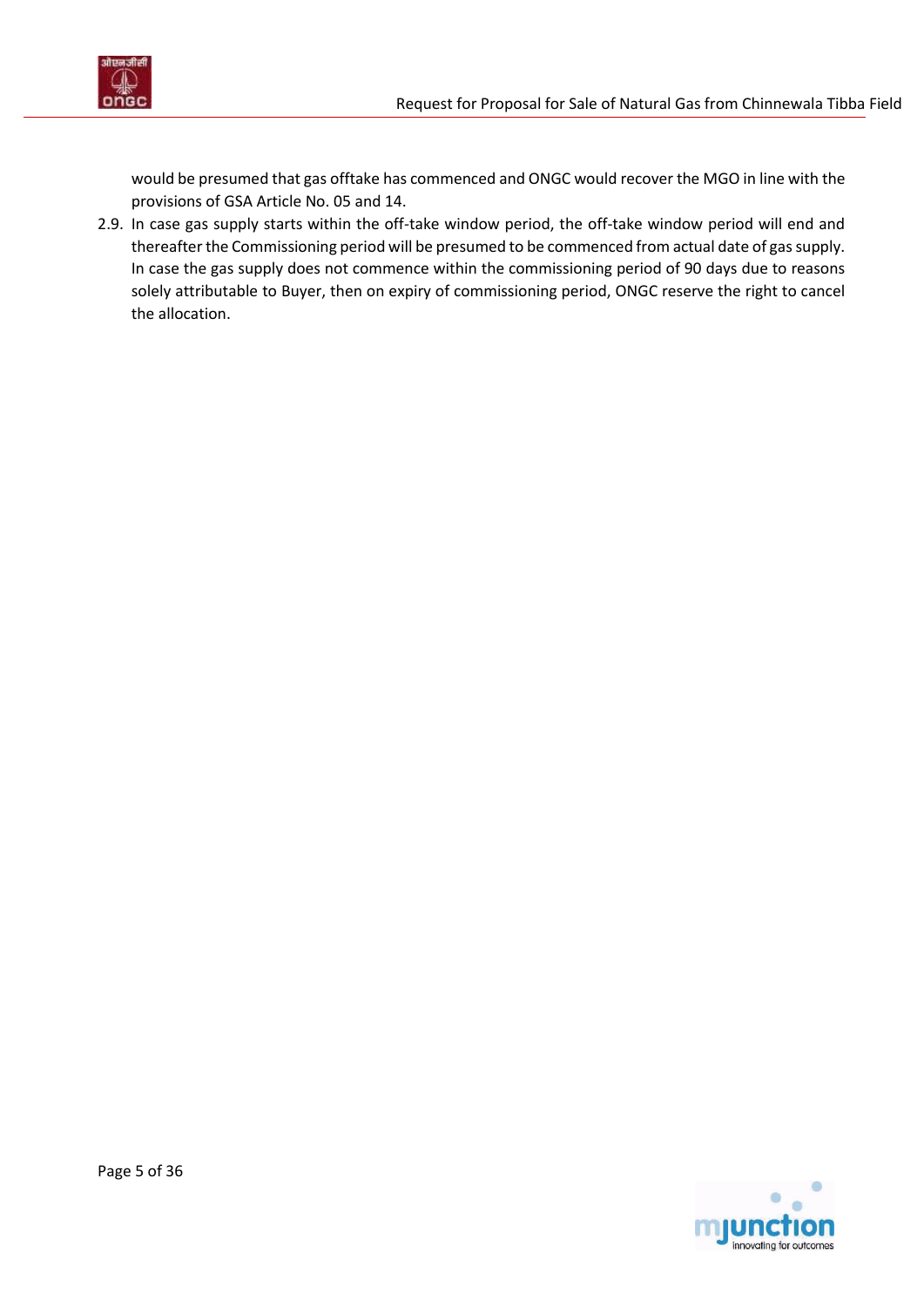would be presumed that gas offtake has commenced and ONGC would recover the MGO in line with the provisions of GSA Article No. 05 and 14.

2.9. In case gas supply starts within the off-take window period, the off-take window period will end and thereafter the Commissioning period will be presumed to be commenced from actual date of gas supply. In case the gas supply does not commence within the commissioning period of 90 days due to reasons solely attributable to Buyer, then on expiry of commissioning period, ONGC reserve the right to cancel the allocation.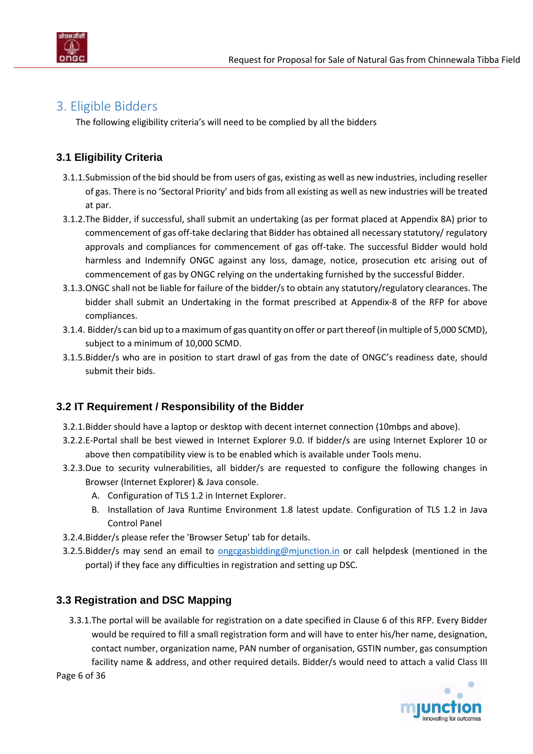# 3. Eligible Bidders

The following eligibility criteria's will need to be complied by all the bidders

## 3.1 Eligibility Criteria

3.1.1. Submission of the bid should be from users of gas, existing as well as new industries, including reseller of gas. There is no 'Sectoral Priority' and bids from all existing as well as new industries will be treated at par.

3.1.2. The Bidder, if successful, shall submit an undertaking (as per format placed at Appendix 8A) prior to commencement of gas off-take declaring that Bidder has obtained all necessary statutory/ regulatory approvals and compliances for commencement of gas off-take. The successful Bidder would hold harmless and Indemnify ONGC against any loss, damage, notice, prosecution etc arising out of commencement of gas by ONGC relying on the undertaking furnished by the successful Bidder.

3.1.3. ONGC shall not be liable for failure of the bidder/s to obtain any statutory/regulatory clearances. The bidder shall submit an Undertaking in the format prescribed at Appendix-8 of the RFP for above compliances.

3.1.4. Bidder/s can bid up to a maximum of gas quantity on offer or part thereof (in multiple of 5,000 SCMD), subject to a minimum of 10,000 SCMD.

3.1.5. Bidder/s who are in position to start drawl of gas from the date of ONGC's readiness date, should submit their bids.

## 3.2 IT Requirement / Responsibility of the Bidder

3.2.1. Bidder should have a laptop or desktop with decent internet connection (10mbps and above).

3.2.2. E-Portal shall be best viewed in Internet Explorer 9.0. If bidder/s are using Internet Explorer 10 or above then compatibility view is to be enabled which is available under Tools menu.

3.2.3. Due to security vulnerabilities, all bidder/s are requested to configure the following changes in Browser (Internet Explorer) & Java console.

A. Configuration of TLS 1.2 in Internet Explorer.

B. Installation of Java Runtime Environment 1.8 latest update. Configuration of TLS 1.2 in Java Control Panel

3.2.4. Bidder/s please refer the 'Browser Setup' tab for details.

3.2.5. Bidder/s may send an email to ongcgasbidding@mjunction.in or call helpdesk (mentioned in the portal) if they face any difficulties in registration and setting up DSC.

## 3.3 Registration and DSC Mapping

3.3.1. The portal will be available for registration on a date specified in Clause 6 of this RFP. Every Bidder would be required to fill a small registration form and will have to enter his/her name, designation, contact number, organization name, PAN number of organisation, GSTIN number, gas consumption facility name & address, and other required details. Bidder/s would need to attach a valid Class III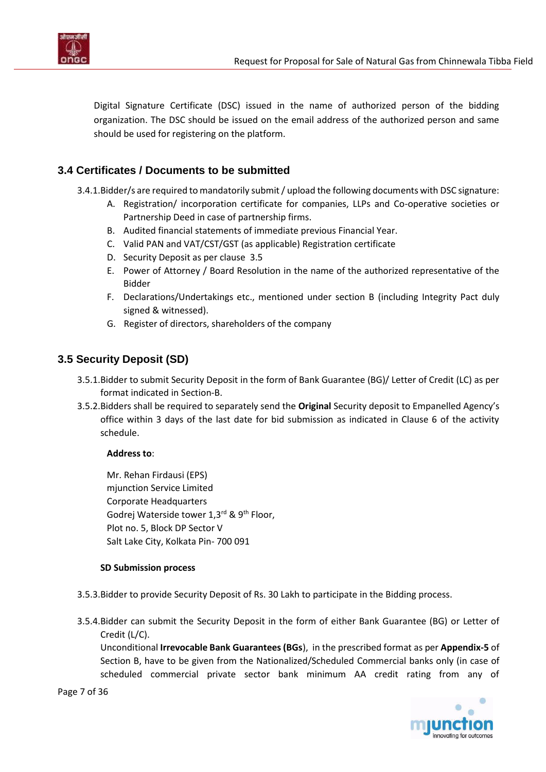Digital Signature Certificate (DSC) issued in the name of authorized person of the bidding organization. The DSC should be issued on the email address of the authorized person and same should be used for registering on the platform.

## 3.4 Certificates / Documents to be submitted

3.4.1. Bidder/s are required to mandatorily submit / upload the following documents with DSC signature:

A. Registration/ incorporation certificate for companies, LLPs and Co-operative societies or Partnership Deed in case of partnership firms.
B. Audited financial statements of immediate previous Financial Year.
C. Valid PAN and VAT/CST/GST (as applicable) Registration certificate
D. Security Deposit as per clause 3.5
E. Power of Attorney / Board Resolution in the name of the authorized representative of the Bidder
F. Declarations/Undertakings etc., mentioned under section B (including Integrity Pact duly signed & witnessed).
G. Register of directors, shareholders of the company

## 3.5 Security Deposit (SD)

3.5.1. Bidder to submit Security Deposit in the form of Bank Guarantee (BG)/ Letter of Credit (LC) as per format indicated in Section-B.

3.5.2. Bidders shall be required to separately send the **Original** Security deposit to Empanelled Agency's office within 3 days of the last date for bid submission as indicated in Clause 6 of the activity schedule.

**Address to**:

Mr. Rehan Firdausi (EPS)
mjunction Service Limited
Corporate Headquarters
Godrej Waterside tower 1,3rd & 9th Floor,
Plot no. 5, Block DP Sector V
Salt Lake City, Kolkata Pin- 700 091

**SD Submission process**

3.5.3. Bidder to provide Security Deposit of Rs. 30 Lakh to participate in the Bidding process.

3.5.4. Bidder can submit the Security Deposit in the form of either Bank Guarantee (BG) or Letter of Credit (L/C).

Unconditional **Irrevocable Bank Guarantees (BGs**), in the prescribed format as per **Appendix-5** of Section B, have to be given from the Nationalized/Scheduled Commercial banks only (in case of scheduled commercial private sector bank minimum AA credit rating from any of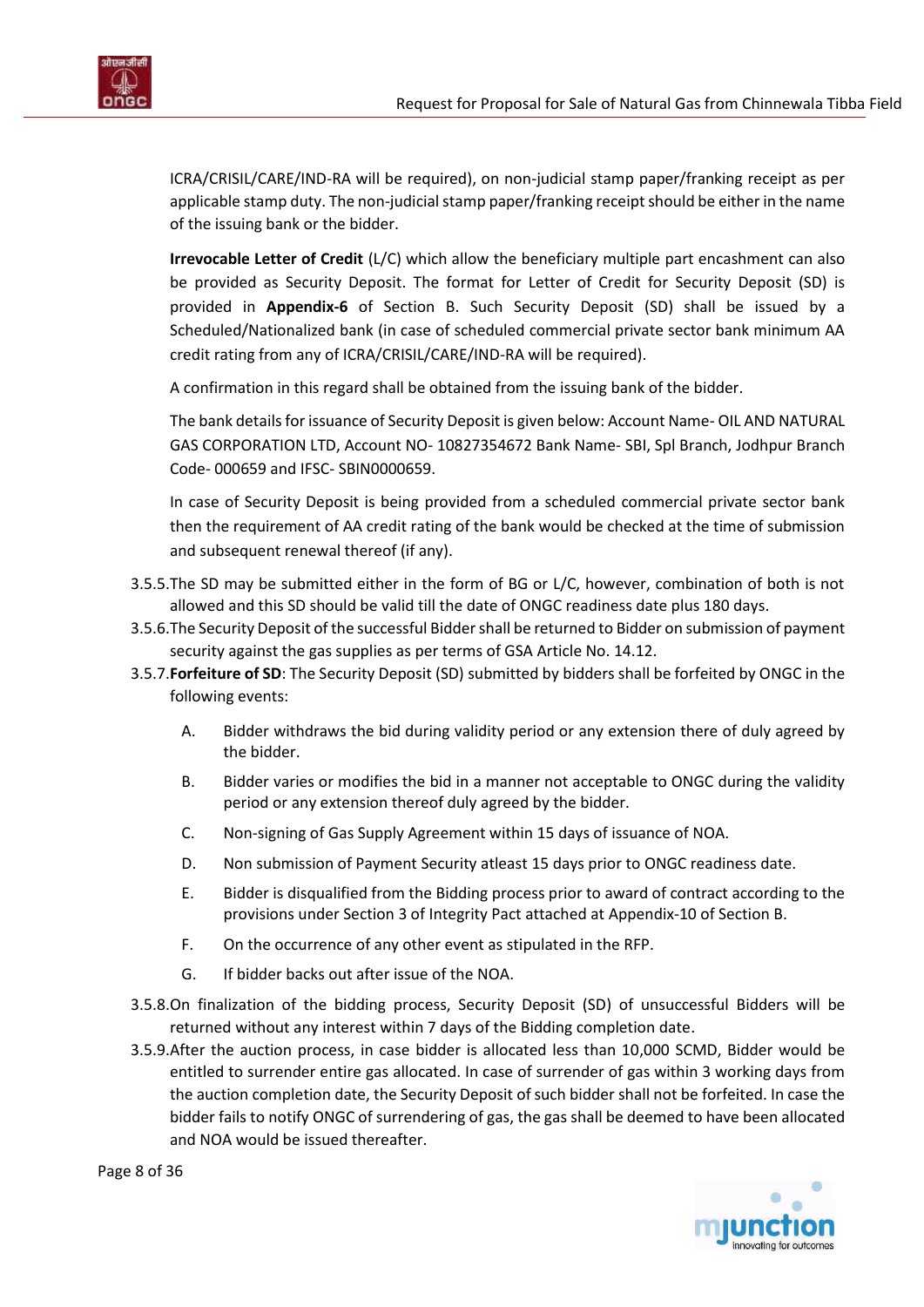ICRA/CRISIL/CARE/IND-RA will be required), on non-judicial stamp paper/franking receipt as per applicable stamp duty. The non-judicial stamp paper/franking receipt should be either in the name of the issuing bank or the bidder.

**Irrevocable Letter of Credit** (L/C) which allow the beneficiary multiple part encashment can also be provided as Security Deposit. The format for Letter of Credit for Security Deposit (SD) is provided in **Appendix-6** of Section B. Such Security Deposit (SD) shall be issued by a Scheduled/Nationalized bank (in case of scheduled commercial private sector bank minimum AA credit rating from any of ICRA/CRISIL/CARE/IND-RA will be required).

A confirmation in this regard shall be obtained from the issuing bank of the bidder.

The bank details for issuance of Security Deposit is given below: Account Name- OIL AND NATURAL GAS CORPORATION LTD, Account NO- 10827354672 Bank Name- SBI, Spl Branch, Jodhpur Branch Code- 000659 and IFSC- SBIN0000659.

In case of Security Deposit is being provided from a scheduled commercial private sector bank then the requirement of AA credit rating of the bank would be checked at the time of submission and subsequent renewal thereof (if any).

3.5.5. The SD may be submitted either in the form of BG or L/C, however, combination of both is not allowed and this SD should be valid till the date of ONGC readiness date plus 180 days.

3.5.6. The Security Deposit of the successful Bidder shall be returned to Bidder on submission of payment security against the gas supplies as per terms of GSA Article No. 14.12.

3.5.7. **Forfeiture of SD**: The Security Deposit (SD) submitted by bidders shall be forfeited by ONGC in the following events:

A. Bidder withdraws the bid during validity period or any extension there of duly agreed by the bidder.

B. Bidder varies or modifies the bid in a manner not acceptable to ONGC during the validity period or any extension thereof duly agreed by the bidder.

C. Non-signing of Gas Supply Agreement within 15 days of issuance of NOA.

D. Non submission of Payment Security atleast 15 days prior to ONGC readiness date.

E. Bidder is disqualified from the Bidding process prior to award of contract according to the provisions under Section 3 of Integrity Pact attached at Appendix-10 of Section B.

F. On the occurrence of any other event as stipulated in the RFP.

G. If bidder backs out after issue of the NOA.

3.5.8. On finalization of the bidding process, Security Deposit (SD) of unsuccessful Bidders will be returned without any interest within 7 days of the Bidding completion date.

3.5.9. After the auction process, in case bidder is allocated less than 10,000 SCMD, Bidder would be entitled to surrender entire gas allocated. In case of surrender of gas within 3 working days from the auction completion date, the Security Deposit of such bidder shall not be forfeited. In case the bidder fails to notify ONGC of surrendering of gas, the gas shall be deemed to have been allocated and NOA would be issued thereafter.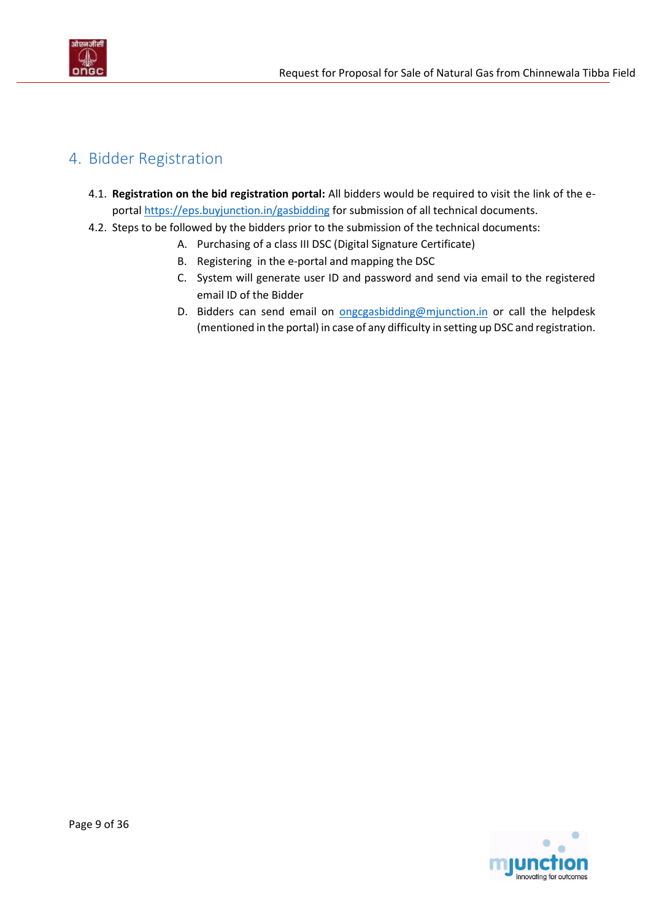## 4. Bidder Registration

4.1. **Registration on the bid registration portal:** All bidders would be required to visit the link of the e-portal https://eps.buyjunction.in/gasbidding for submission of all technical documents.

4.2. Steps to be followed by the bidders prior to the submission of the technical documents:

A. Purchasing of a class III DSC (Digital Signature Certificate)

B. Registering in the e-portal and mapping the DSC

C. System will generate user ID and password and send via email to the registered email ID of the Bidder

D. Bidders can send email on ongcgasbidding@mjunction.in or call the helpdesk (mentioned in the portal) in case of any difficulty in setting up DSC and registration.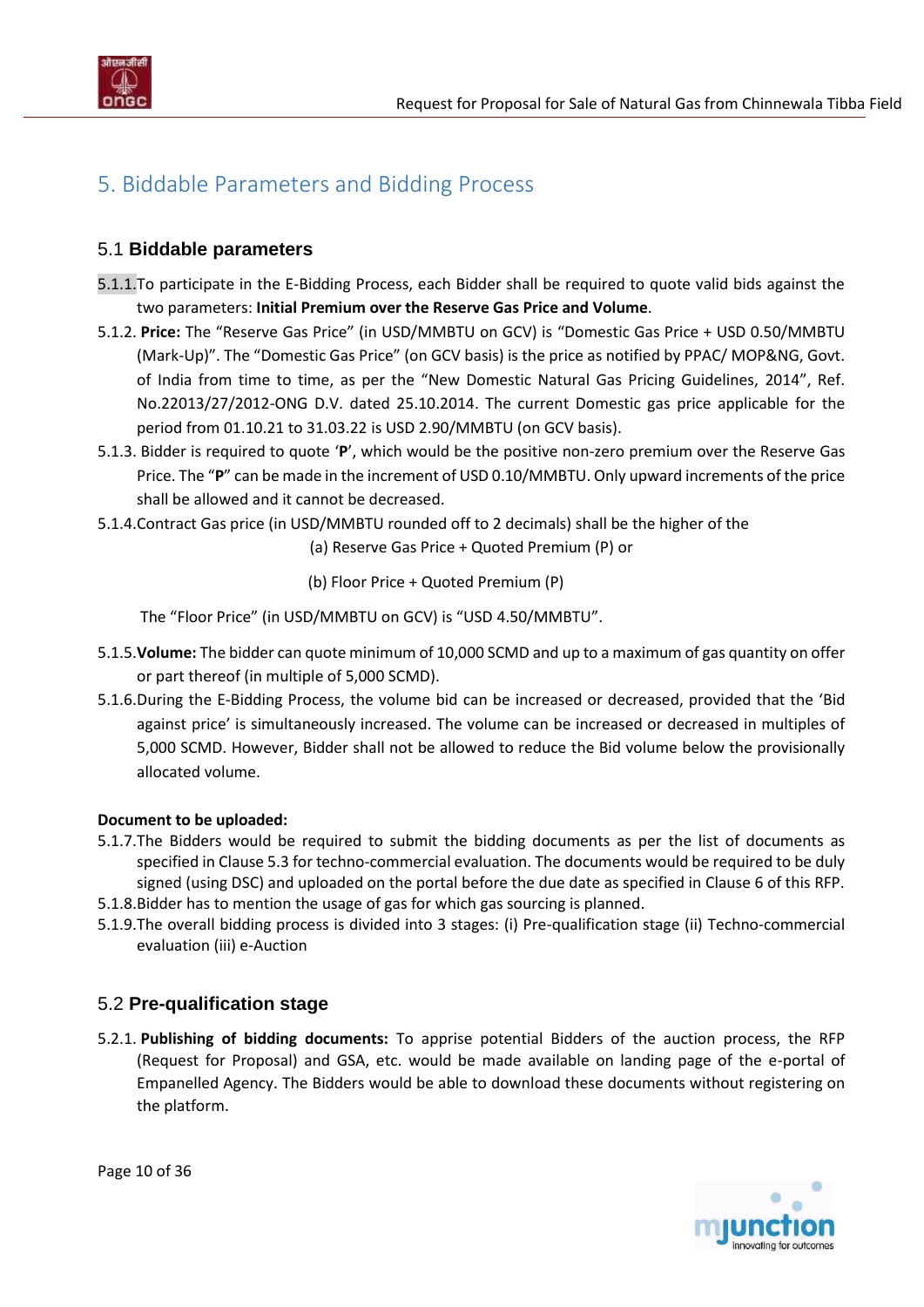## 5. Biddable Parameters and Bidding Process

### 5.1 Biddable parameters

5.1.1. To participate in the E-Bidding Process, each Bidder shall be required to quote valid bids against the two parameters: **Initial Premium over the Reserve Gas Price and Volume**.

5.1.2. **Price:** The "Reserve Gas Price" (in USD/MMBTU on GCV) is "Domestic Gas Price + USD 0.50/MMBTU (Mark-Up)". The "Domestic Gas Price" (on GCV basis) is the price as notified by PPAC/ MOP&NG, Govt. of India from time to time, as per the "New Domestic Natural Gas Pricing Guidelines, 2014", Ref. No.22013/27/2012-ONG D.V. dated 25.10.2014. The current Domestic gas price applicable for the period from 01.10.21 to 31.03.22 is USD 2.90/MMBTU (on GCV basis).

5.1.3. Bidder is required to quote '**P**', which would be the positive non-zero premium over the Reserve Gas Price. The "**P**" can be made in the increment of USD 0.10/MMBTU. Only upward increments of the price shall be allowed and it cannot be decreased.

5.1.4. Contract Gas price (in USD/MMBTU rounded off to 2 decimals) shall be the higher of the

(a) Reserve Gas Price + Quoted Premium (P) or

(b) Floor Price + Quoted Premium (P)

The "Floor Price" (in USD/MMBTU on GCV) is "USD 4.50/MMBTU".

5.1.5. **Volume:** The bidder can quote minimum of 10,000 SCMD and up to a maximum of gas quantity on offer or part thereof (in multiple of 5,000 SCMD).

5.1.6. During the E-Bidding Process, the volume bid can be increased or decreased, provided that the 'Bid against price' is simultaneously increased. The volume can be increased or decreased in multiples of 5,000 SCMD. However, Bidder shall not be allowed to reduce the Bid volume below the provisionally allocated volume.

**Document to be uploaded:**

5.1.7. The Bidders would be required to submit the bidding documents as per the list of documents as specified in Clause 5.3 for techno-commercial evaluation. The documents would be required to be duly signed (using DSC) and uploaded on the portal before the due date as specified in Clause 6 of this RFP.

5.1.8. Bidder has to mention the usage of gas for which gas sourcing is planned.

5.1.9. The overall bidding process is divided into 3 stages: (i) Pre-qualification stage (ii) Techno-commercial evaluation (iii) e-Auction

### 5.2 Pre-qualification stage

5.2.1. **Publishing of bidding documents:** To apprise potential Bidders of the auction process, the RFP (Request for Proposal) and GSA, etc. would be made available on landing page of the e-portal of Empanelled Agency. The Bidders would be able to download these documents without registering on the platform.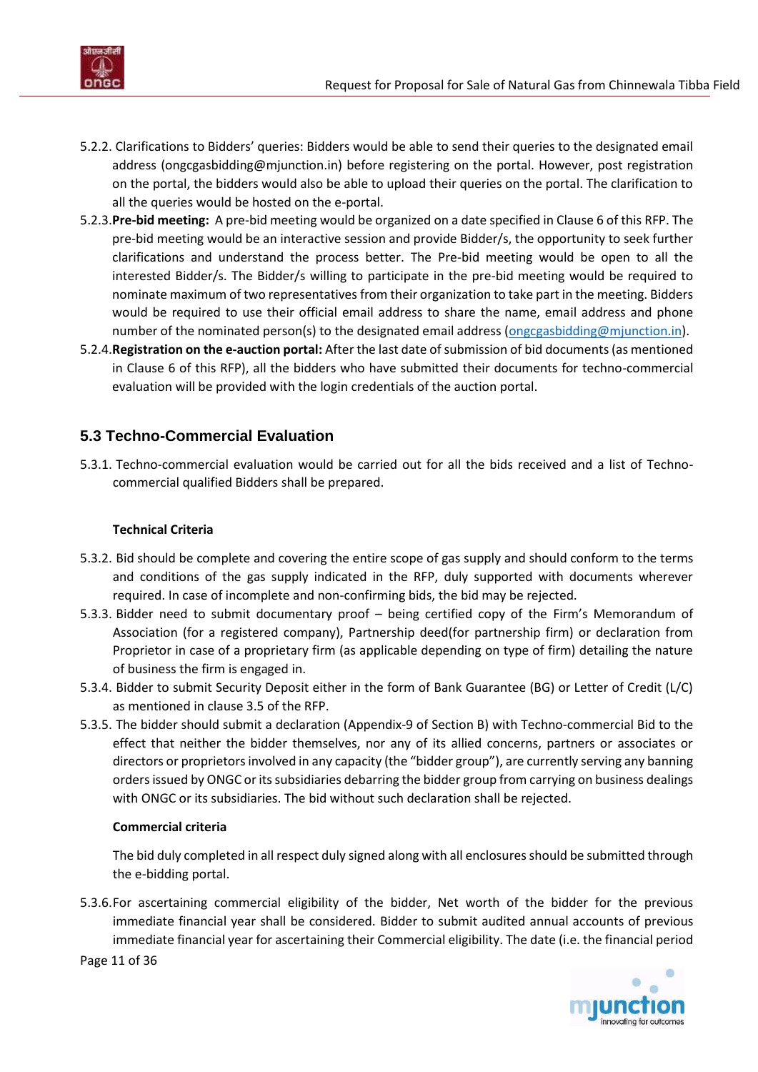5.2.2. Clarifications to Bidders' queries: Bidders would be able to send their queries to the designated email address (ongcgasbidding@mjunction.in) before registering on the portal. However, post registration on the portal, the bidders would also be able to upload their queries on the portal. The clarification to all the queries would be hosted on the e-portal.

5.2.3. **Pre-bid meeting:** A pre-bid meeting would be organized on a date specified in Clause 6 of this RFP. The pre-bid meeting would be an interactive session and provide Bidder/s, the opportunity to seek further clarifications and understand the process better. The Pre-bid meeting would be open to all the interested Bidder/s. The Bidder/s willing to participate in the pre-bid meeting would be required to nominate maximum of two representatives from their organization to take part in the meeting. Bidders would be required to use their official email address to share the name, email address and phone number of the nominated person(s) to the designated email address (ongcgasbidding@mjunction.in).

5.2.4. **Registration on the e-auction portal:** After the last date of submission of bid documents (as mentioned in Clause 6 of this RFP), all the bidders who have submitted their documents for techno-commercial evaluation will be provided with the login credentials of the auction portal.

## 5.3 Techno-Commercial Evaluation

5.3.1. Techno-commercial evaluation would be carried out for all the bids received and a list of Techno-commercial qualified Bidders shall be prepared.

**Technical Criteria**

5.3.2. Bid should be complete and covering the entire scope of gas supply and should conform to the terms and conditions of the gas supply indicated in the RFP, duly supported with documents wherever required. In case of incomplete and non-confirming bids, the bid may be rejected.

5.3.3. Bidder need to submit documentary proof – being certified copy of the Firm's Memorandum of Association (for a registered company), Partnership deed(for partnership firm) or declaration from Proprietor in case of a proprietary firm (as applicable depending on type of firm) detailing the nature of business the firm is engaged in.

5.3.4. Bidder to submit Security Deposit either in the form of Bank Guarantee (BG) or Letter of Credit (L/C) as mentioned in clause 3.5 of the RFP.

5.3.5. The bidder should submit a declaration (Appendix-9 of Section B) with Techno-commercial Bid to the effect that neither the bidder themselves, nor any of its allied concerns, partners or associates or directors or proprietors involved in any capacity (the "bidder group"), are currently serving any banning orders issued by ONGC or its subsidiaries debarring the bidder group from carrying on business dealings with ONGC or its subsidiaries. The bid without such declaration shall be rejected.

**Commercial criteria**

The bid duly completed in all respect duly signed along with all enclosures should be submitted through the e-bidding portal.

5.3.6. For ascertaining commercial eligibility of the bidder, Net worth of the bidder for the previous immediate financial year shall be considered. Bidder to submit audited annual accounts of previous immediate financial year for ascertaining their Commercial eligibility. The date (i.e. the financial period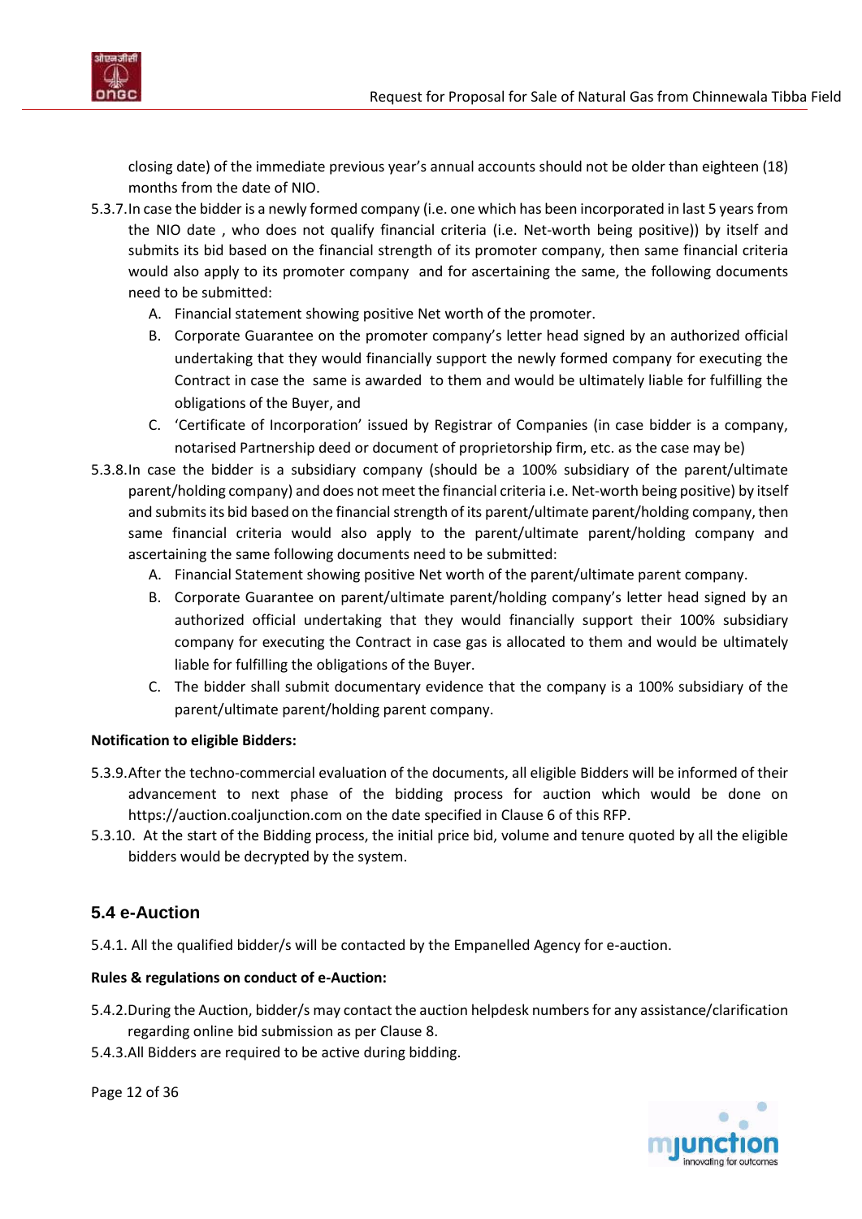closing date) of the immediate previous year's annual accounts should not be older than eighteen (18) months from the date of NIO.

5.3.7. In case the bidder is a newly formed company (i.e. one which has been incorporated in last 5 years from the NIO date , who does not qualify financial criteria (i.e. Net-worth being positive)) by itself and submits its bid based on the financial strength of its promoter company, then same financial criteria would also apply to its promoter company and for ascertaining the same, the following documents need to be submitted:

   A. Financial statement showing positive Net worth of the promoter.
   B. Corporate Guarantee on the promoter company's letter head signed by an authorized official undertaking that they would financially support the newly formed company for executing the Contract in case the same is awarded to them and would be ultimately liable for fulfilling the obligations of the Buyer, and
   C. 'Certificate of Incorporation' issued by Registrar of Companies (in case bidder is a company, notarised Partnership deed or document of proprietorship firm, etc. as the case may be)

5.3.8. In case the bidder is a subsidiary company (should be a 100% subsidiary of the parent/ultimate parent/holding company) and does not meet the financial criteria i.e. Net-worth being positive) by itself and submits its bid based on the financial strength of its parent/ultimate parent/holding company, then same financial criteria would also apply to the parent/ultimate parent/holding company and ascertaining the same following documents need to be submitted:

   A. Financial Statement showing positive Net worth of the parent/ultimate parent company.
   B. Corporate Guarantee on parent/ultimate parent/holding company's letter head signed by an authorized official undertaking that they would financially support their 100% subsidiary company for executing the Contract in case gas is allocated to them and would be ultimately liable for fulfilling the obligations of the Buyer.
   C. The bidder shall submit documentary evidence that the company is a 100% subsidiary of the parent/ultimate parent/holding parent company.

**Notification to eligible Bidders:**

5.3.9. After the techno-commercial evaluation of the documents, all eligible Bidders will be informed of their advancement to next phase of the bidding process for auction which would be done on https://auction.coaljunction.com on the date specified in Clause 6 of this RFP.

5.3.10. At the start of the Bidding process, the initial price bid, volume and tenure quoted by all the eligible bidders would be decrypted by the system.

## 5.4 e-Auction

5.4.1. All the qualified bidder/s will be contacted by the Empanelled Agency for e-auction.

**Rules & regulations on conduct of e-Auction:**

5.4.2. During the Auction, bidder/s may contact the auction helpdesk numbers for any assistance/clarification regarding online bid submission as per Clause 8.

5.4.3. All Bidders are required to be active during bidding.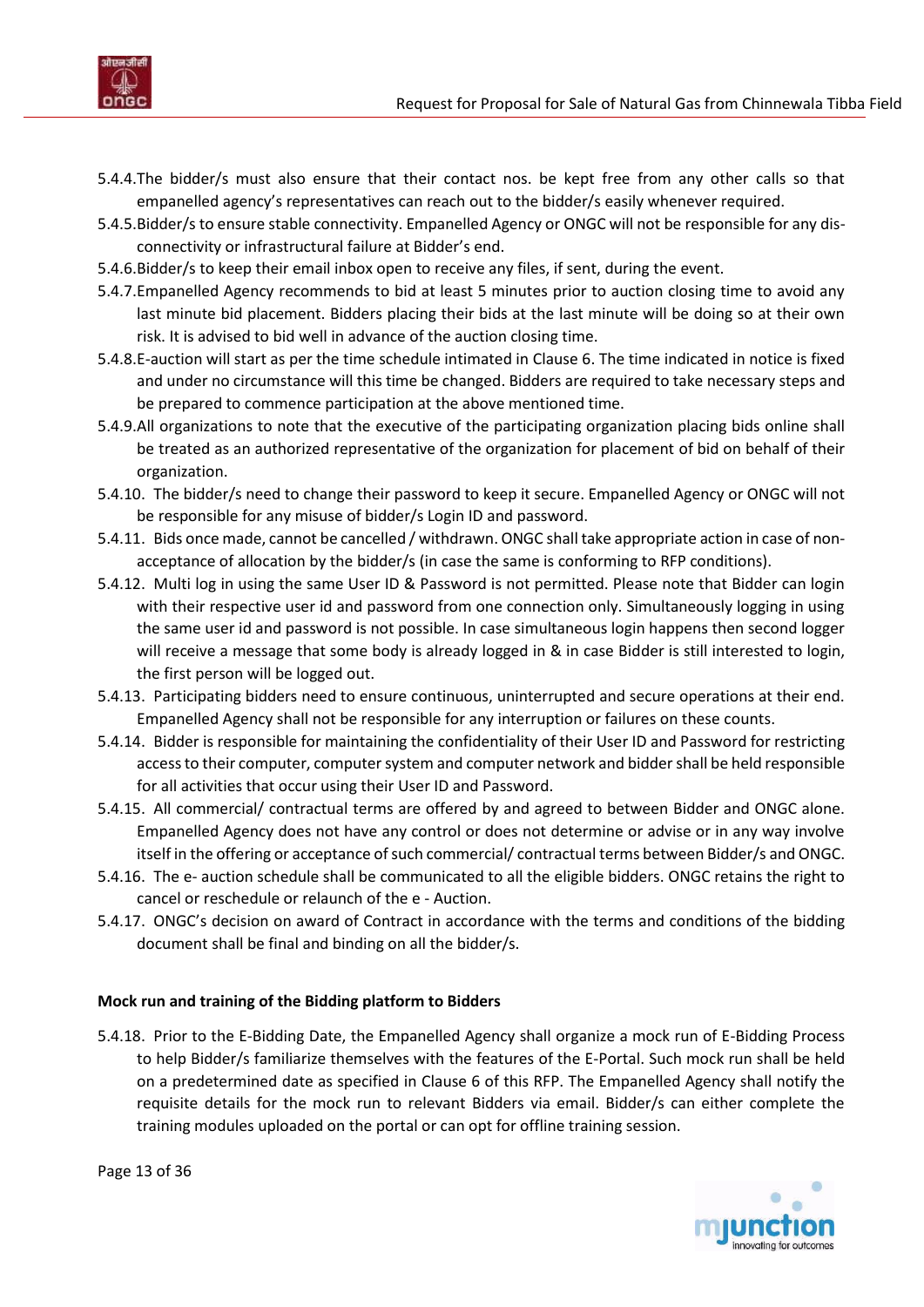5.4.4. The bidder/s must also ensure that their contact nos. be kept free from any other calls so that empanelled agency's representatives can reach out to the bidder/s easily whenever required.

5.4.5. Bidder/s to ensure stable connectivity. Empanelled Agency or ONGC will not be responsible for any dis-connectivity or infrastructural failure at Bidder's end.

5.4.6. Bidder/s to keep their email inbox open to receive any files, if sent, during the event.

5.4.7. Empanelled Agency recommends to bid at least 5 minutes prior to auction closing time to avoid any last minute bid placement. Bidders placing their bids at the last minute will be doing so at their own risk. It is advised to bid well in advance of the auction closing time.

5.4.8. E-auction will start as per the time schedule intimated in Clause 6. The time indicated in notice is fixed and under no circumstance will this time be changed. Bidders are required to take necessary steps and be prepared to commence participation at the above mentioned time.

5.4.9. All organizations to note that the executive of the participating organization placing bids online shall be treated as an authorized representative of the organization for placement of bid on behalf of their organization.

5.4.10. The bidder/s need to change their password to keep it secure. Empanelled Agency or ONGC will not be responsible for any misuse of bidder/s Login ID and password.

5.4.11. Bids once made, cannot be cancelled / withdrawn. ONGC shall take appropriate action in case of non-acceptance of allocation by the bidder/s (in case the same is conforming to RFP conditions).

5.4.12. Multi log in using the same User ID & Password is not permitted. Please note that Bidder can login with their respective user id and password from one connection only. Simultaneously logging in using the same user id and password is not possible. In case simultaneous login happens then second logger will receive a message that some body is already logged in & in case Bidder is still interested to login, the first person will be logged out.

5.4.13. Participating bidders need to ensure continuous, uninterrupted and secure operations at their end. Empanelled Agency shall not be responsible for any interruption or failures on these counts.

5.4.14. Bidder is responsible for maintaining the confidentiality of their User ID and Password for restricting access to their computer, computer system and computer network and bidder shall be held responsible for all activities that occur using their User ID and Password.

5.4.15. All commercial/ contractual terms are offered by and agreed to between Bidder and ONGC alone. Empanelled Agency does not have any control or does not determine or advise or in any way involve itself in the offering or acceptance of such commercial/ contractual terms between Bidder/s and ONGC.

5.4.16. The e- auction schedule shall be communicated to all the eligible bidders. ONGC retains the right to cancel or reschedule or relaunch of the e - Auction.

5.4.17. ONGC's decision on award of Contract in accordance with the terms and conditions of the bidding document shall be final and binding on all the bidder/s.

**Mock run and training of the Bidding platform to Bidders**

5.4.18. Prior to the E-Bidding Date, the Empanelled Agency shall organize a mock run of E-Bidding Process to help Bidder/s familiarize themselves with the features of the E-Portal. Such mock run shall be held on a predetermined date as specified in Clause 6 of this RFP. The Empanelled Agency shall notify the requisite details for the mock run to relevant Bidders via email. Bidder/s can either complete the training modules uploaded on the portal or can opt for offline training session.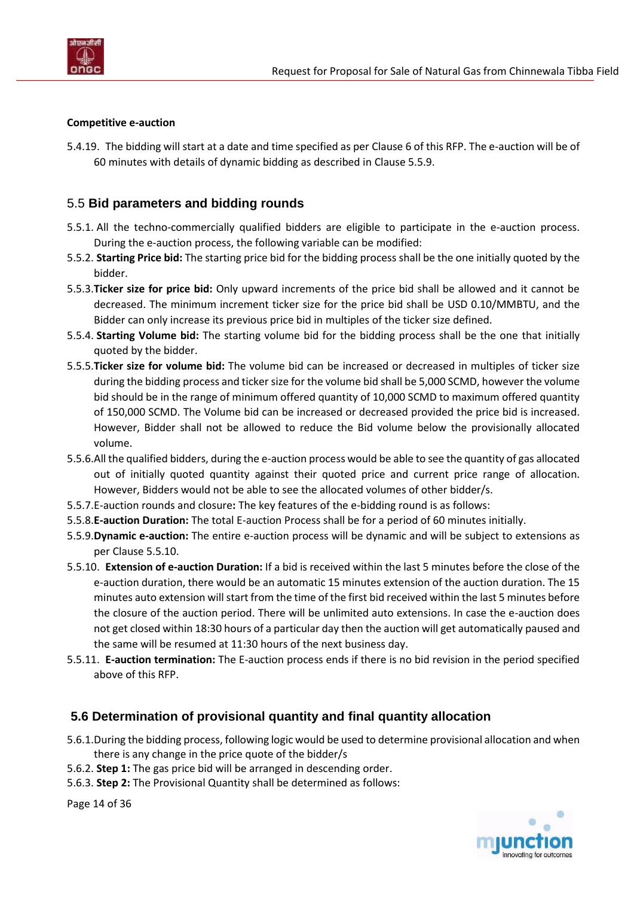**Competitive e-auction**

5.4.19. The bidding will start at a date and time specified as per Clause 6 of this RFP. The e-auction will be of 60 minutes with details of dynamic bidding as described in Clause 5.5.9.

## 5.5 Bid parameters and bidding rounds

5.5.1. All the techno-commercially qualified bidders are eligible to participate in the e-auction process. During the e-auction process, the following variable can be modified:

5.5.2. **Starting Price bid:** The starting price bid for the bidding process shall be the one initially quoted by the bidder.

5.5.3. **Ticker size for price bid:** Only upward increments of the price bid shall be allowed and it cannot be decreased. The minimum increment ticker size for the price bid shall be USD 0.10/MMBTU, and the Bidder can only increase its previous price bid in multiples of the ticker size defined.

5.5.4. **Starting Volume bid:** The starting volume bid for the bidding process shall be the one that initially quoted by the bidder.

5.5.5. **Ticker size for volume bid:** The volume bid can be increased or decreased in multiples of ticker size during the bidding process and ticker size for the volume bid shall be 5,000 SCMD, however the volume bid should be in the range of minimum offered quantity of 10,000 SCMD to maximum offered quantity of 150,000 SCMD. The Volume bid can be increased or decreased provided the price bid is increased. However, Bidder shall not be allowed to reduce the Bid volume below the provisionally allocated volume.

5.5.6. All the qualified bidders, during the e-auction process would be able to see the quantity of gas allocated out of initially quoted quantity against their quoted price and current price range of allocation. However, Bidders would not be able to see the allocated volumes of other bidder/s.

5.5.7. E-auction rounds and closure**:** The key features of the e-bidding round is as follows:

5.5.8. **E-auction Duration:** The total E-auction Process shall be for a period of 60 minutes initially.

5.5.9. **Dynamic e-auction:** The entire e-auction process will be dynamic and will be subject to extensions as per Clause 5.5.10.

5.5.10. **Extension of e-auction Duration:** If a bid is received within the last 5 minutes before the close of the e-auction duration, there would be an automatic 15 minutes extension of the auction duration. The 15 minutes auto extension will start from the time of the first bid received within the last 5 minutes before the closure of the auction period. There will be unlimited auto extensions. In case the e-auction does not get closed within 18:30 hours of a particular day then the auction will get automatically paused and the same will be resumed at 11:30 hours of the next business day.

5.5.11. **E-auction termination:** The E-auction process ends if there is no bid revision in the period specified above of this RFP.

## 5.6 Determination of provisional quantity and final quantity allocation

5.6.1. During the bidding process, following logic would be used to determine provisional allocation and when there is any change in the price quote of the bidder/s

5.6.2. **Step 1:** The gas price bid will be arranged in descending order.

5.6.3. **Step 2:** The Provisional Quantity shall be determined as follows: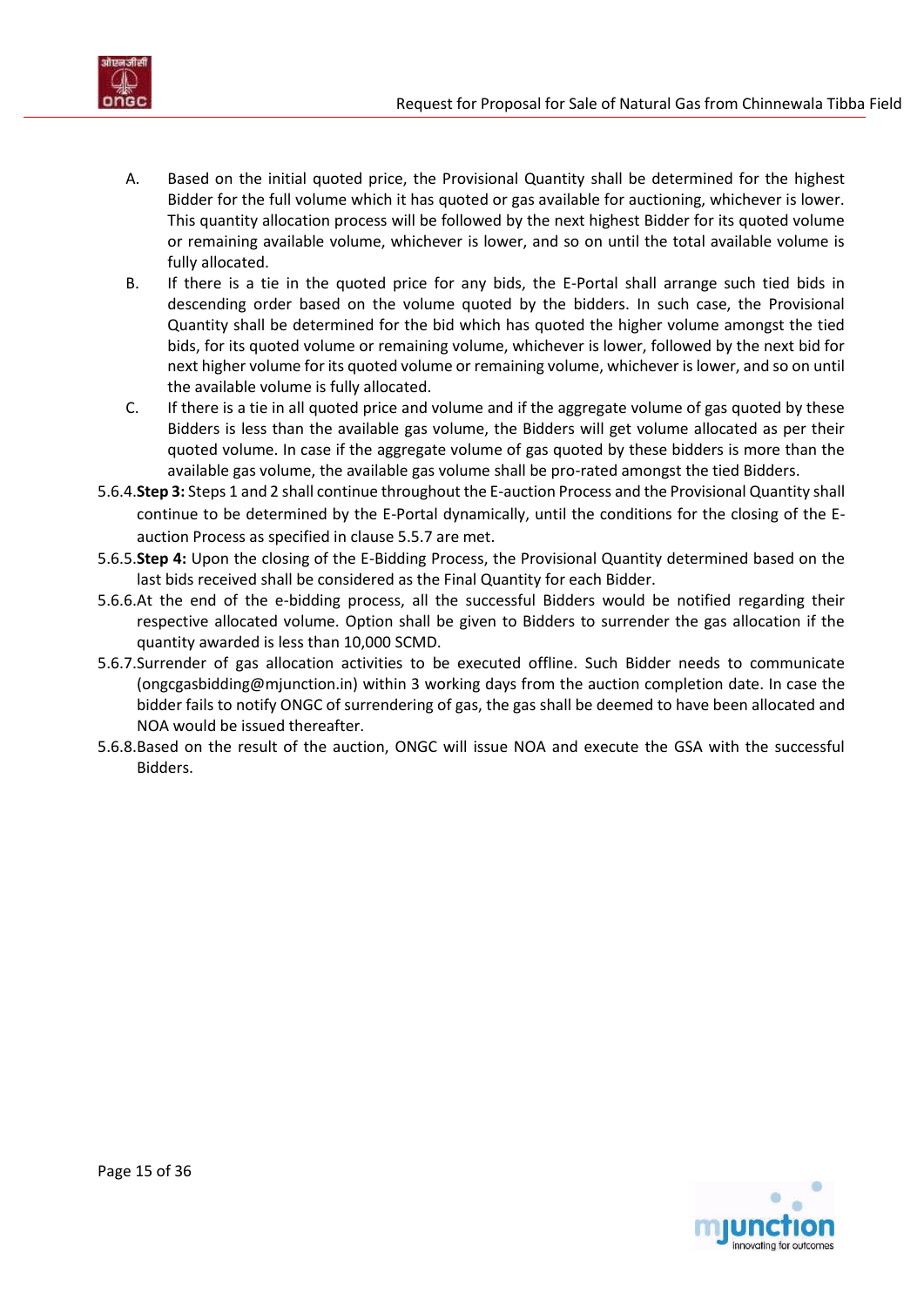A. Based on the initial quoted price, the Provisional Quantity shall be determined for the highest Bidder for the full volume which it has quoted or gas available for auctioning, whichever is lower. This quantity allocation process will be followed by the next highest Bidder for its quoted volume or remaining available volume, whichever is lower, and so on until the total available volume is fully allocated.

B. If there is a tie in the quoted price for any bids, the E-Portal shall arrange such tied bids in descending order based on the volume quoted by the bidders. In such case, the Provisional Quantity shall be determined for the bid which has quoted the higher volume amongst the tied bids, for its quoted volume or remaining volume, whichever is lower, followed by the next bid for next higher volume for its quoted volume or remaining volume, whichever is lower, and so on until the available volume is fully allocated.

C. If there is a tie in all quoted price and volume and if the aggregate volume of gas quoted by these Bidders is less than the available gas volume, the Bidders will get volume allocated as per their quoted volume. In case if the aggregate volume of gas quoted by these bidders is more than the available gas volume, the available gas volume shall be pro-rated amongst the tied Bidders.

5.6.4. **Step 3:** Steps 1 and 2 shall continue throughout the E-auction Process and the Provisional Quantity shall continue to be determined by the E-Portal dynamically, until the conditions for the closing of the E-auction Process as specified in clause 5.5.7 are met.

5.6.5. **Step 4:** Upon the closing of the E-Bidding Process, the Provisional Quantity determined based on the last bids received shall be considered as the Final Quantity for each Bidder.

5.6.6. At the end of the e-bidding process, all the successful Bidders would be notified regarding their respective allocated volume. Option shall be given to Bidders to surrender the gas allocation if the quantity awarded is less than 10,000 SCMD.

5.6.7. Surrender of gas allocation activities to be executed offline. Such Bidder needs to communicate (ongcgasbidding@mjunction.in) within 3 working days from the auction completion date. In case the bidder fails to notify ONGC of surrendering of gas, the gas shall be deemed to have been allocated and NOA would be issued thereafter.

5.6.8. Based on the result of the auction, ONGC will issue NOA and execute the GSA with the successful Bidders.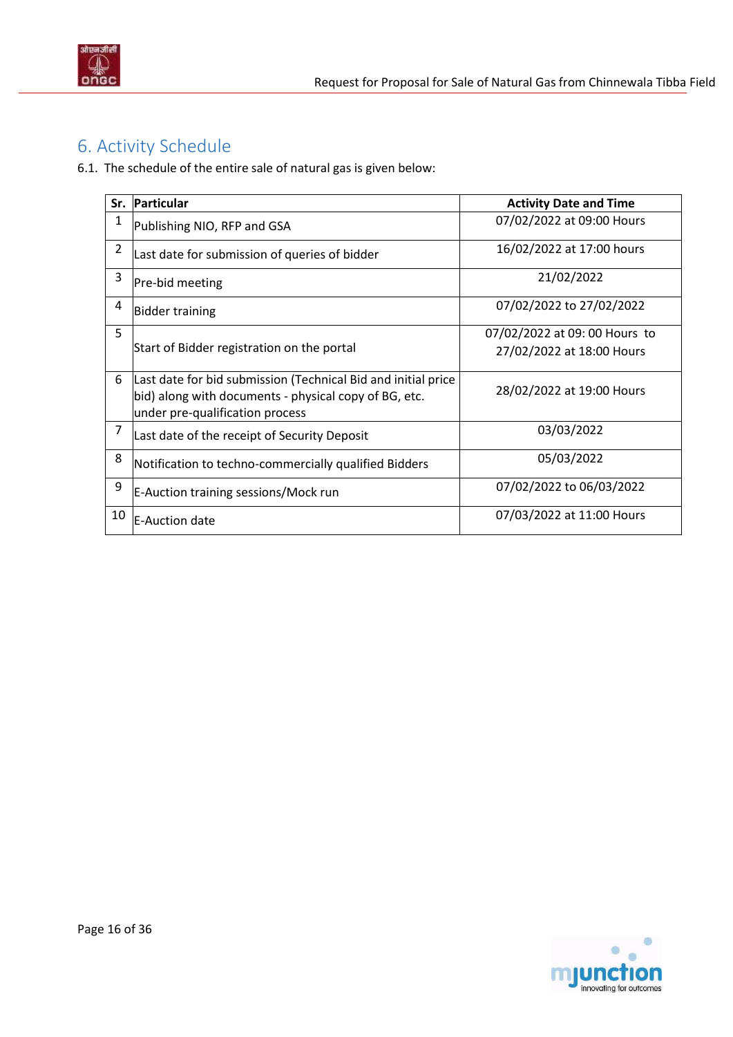## 6. Activity Schedule

6.1. The schedule of the entire sale of natural gas is given below:

| Sr. | Particular | Activity Date and Time |
|---|---|---|
| 1 | Publishing NIO, RFP and GSA | 07/02/2022 at 09:00 Hours |
| 2 | Last date for submission of queries of bidder | 16/02/2022 at 17:00 hours |
| 3 | Pre-bid meeting | 21/02/2022 |
| 4 | Bidder training | 07/02/2022 to 27/02/2022 |
| 5 | Start of Bidder registration on the portal | 07/02/2022 at 09: 00 Hours to 27/02/2022 at 18:00 Hours |
| 6 | Last date for bid submission (Technical Bid and initial price bid) along with documents - physical copy of BG, etc. under pre-qualification process | 28/02/2022 at 19:00 Hours |
| 7 | Last date of the receipt of Security Deposit | 03/03/2022 |
| 8 | Notification to techno-commercially qualified Bidders | 05/03/2022 |
| 9 | E-Auction training sessions/Mock run | 07/02/2022 to 06/03/2022 |
| 10 | E-Auction date | 07/03/2022 at 11:00 Hours |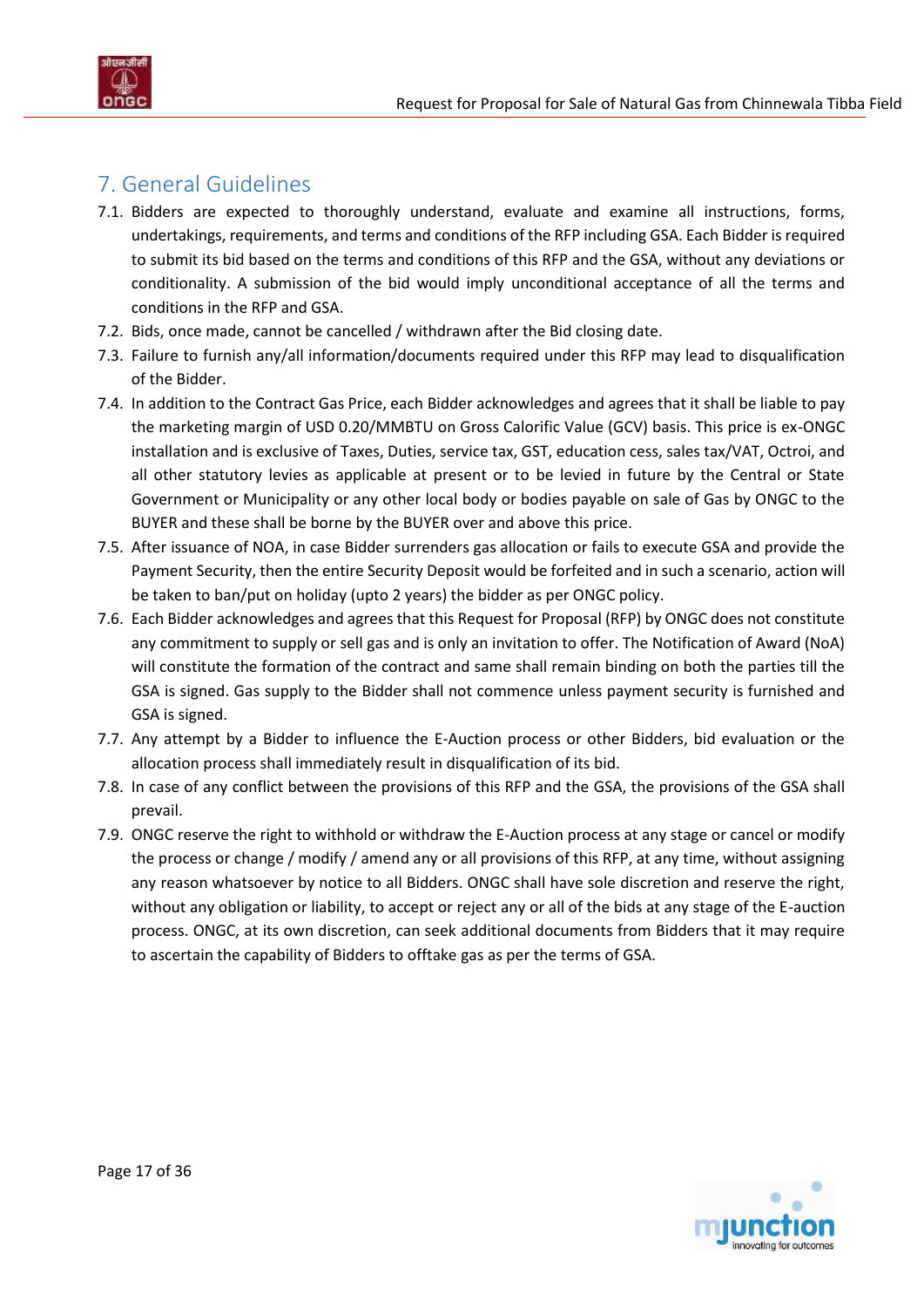## 7. General Guidelines

7.1. Bidders are expected to thoroughly understand, evaluate and examine all instructions, forms, undertakings, requirements, and terms and conditions of the RFP including GSA. Each Bidder is required to submit its bid based on the terms and conditions of this RFP and the GSA, without any deviations or conditionality. A submission of the bid would imply unconditional acceptance of all the terms and conditions in the RFP and GSA.

7.2. Bids, once made, cannot be cancelled / withdrawn after the Bid closing date.

7.3. Failure to furnish any/all information/documents required under this RFP may lead to disqualification of the Bidder.

7.4. In addition to the Contract Gas Price, each Bidder acknowledges and agrees that it shall be liable to pay the marketing margin of USD 0.20/MMBTU on Gross Calorific Value (GCV) basis. This price is ex-ONGC installation and is exclusive of Taxes, Duties, service tax, GST, education cess, sales tax/VAT, Octroi, and all other statutory levies as applicable at present or to be levied in future by the Central or State Government or Municipality or any other local body or bodies payable on sale of Gas by ONGC to the BUYER and these shall be borne by the BUYER over and above this price.

7.5. After issuance of NOA, in case Bidder surrenders gas allocation or fails to execute GSA and provide the Payment Security, then the entire Security Deposit would be forfeited and in such a scenario, action will be taken to ban/put on holiday (upto 2 years) the bidder as per ONGC policy.

7.6. Each Bidder acknowledges and agrees that this Request for Proposal (RFP) by ONGC does not constitute any commitment to supply or sell gas and is only an invitation to offer. The Notification of Award (NoA) will constitute the formation of the contract and same shall remain binding on both the parties till the GSA is signed. Gas supply to the Bidder shall not commence unless payment security is furnished and GSA is signed.

7.7. Any attempt by a Bidder to influence the E-Auction process or other Bidders, bid evaluation or the allocation process shall immediately result in disqualification of its bid.

7.8. In case of any conflict between the provisions of this RFP and the GSA, the provisions of the GSA shall prevail.

7.9. ONGC reserve the right to withhold or withdraw the E-Auction process at any stage or cancel or modify the process or change / modify / amend any or all provisions of this RFP, at any time, without assigning any reason whatsoever by notice to all Bidders. ONGC shall have sole discretion and reserve the right, without any obligation or liability, to accept or reject any or all of the bids at any stage of the E-auction process. ONGC, at its own discretion, can seek additional documents from Bidders that it may require to ascertain the capability of Bidders to offtake gas as per the terms of GSA.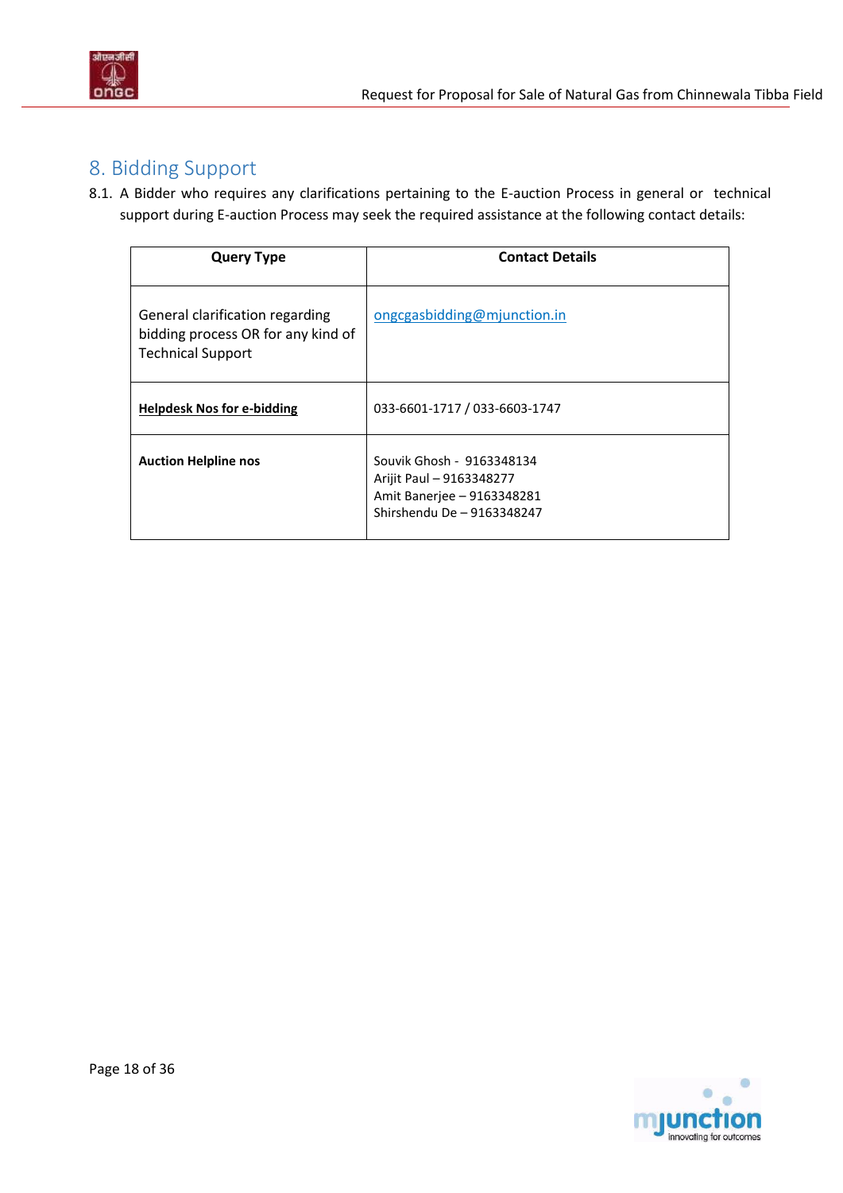## 8. Bidding Support

8.1. A Bidder who requires any clarifications pertaining to the E-auction Process in general or technical support during E-auction Process may seek the required assistance at the following contact details:

| **Query Type** | **Contact Details** |
|---|---|
| General clarification regarding bidding process OR for any kind of Technical Support | ongcgasbidding@mjunction.in |
| **Helpdesk Nos for e-bidding** | 033-6601-1717 / 033-6603-1747 |
| **Auction Helpline nos** | Souvik Ghosh - 9163348134<br>Arijit Paul – 9163348277<br>Amit Banerjee – 9163348281<br>Shirshendu De – 9163348247 |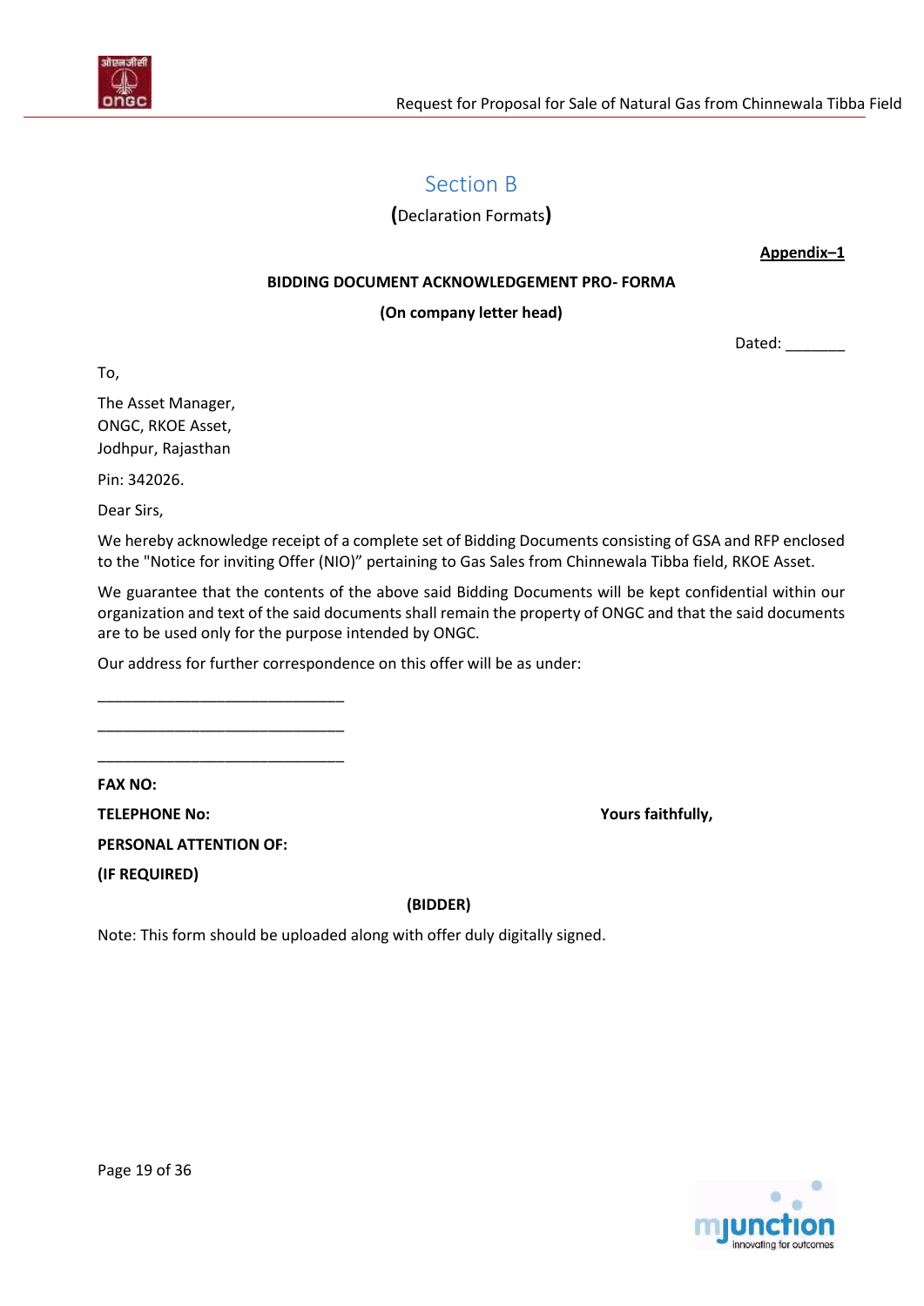# Section B

**(**Declaration Formats**)**

**Appendix–1**

**BIDDING DOCUMENT ACKNOWLEDGEMENT PRO- FORMA**

**(On company letter head)**

Dated: _______

To,

The Asset Manager,
ONGC, RKOE Asset,
Jodhpur, Rajasthan

Pin: 342026.

Dear Sirs,

We hereby acknowledge receipt of a complete set of Bidding Documents consisting of GSA and RFP enclosed to the "Notice for inviting Offer (NIO)" pertaining to Gas Sales from Chinnewala Tibba field, RKOE Asset.

We guarantee that the contents of the above said Bidding Documents will be kept confidential within our organization and text of the said documents shall remain the property of ONGC and that the said documents are to be used only for the purpose intended by ONGC.

Our address for further correspondence on this offer will be as under:

______________________________

______________________________

______________________________

**FAX NO:**

**TELEPHONE No:** **Yours faithfully,**

**PERSONAL ATTENTION OF:**

**(IF REQUIRED)**

**(BIDDER)**

Note: This form should be uploaded along with offer duly digitally signed.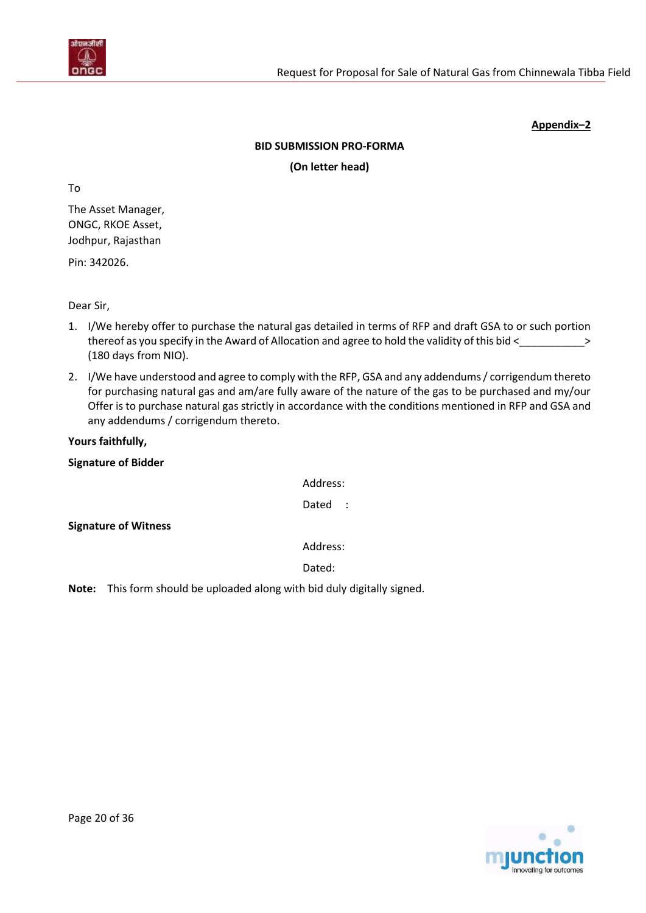**Appendix–2**

**BID SUBMISSION PRO-FORMA**

**(On letter head)**

To

The Asset Manager,
ONGC, RKOE Asset,
Jodhpur, Rajasthan

Pin: 342026.

Dear Sir,

1. I/We hereby offer to purchase the natural gas detailed in terms of RFP and draft GSA to or such portion thereof as you specify in the Award of Allocation and agree to hold the validity of this bid <___________> (180 days from NIO).
2. I/We have understood and agree to comply with the RFP, GSA and any addendums / corrigendum thereto for purchasing natural gas and am/are fully aware of the nature of the gas to be purchased and my/our Offer is to purchase natural gas strictly in accordance with the conditions mentioned in RFP and GSA and any addendums / corrigendum thereto.

**Yours faithfully,**

**Signature of Bidder**

Address:

Dated :

**Signature of Witness**

Address:

Dated:

**Note:** This form should be uploaded along with bid duly digitally signed.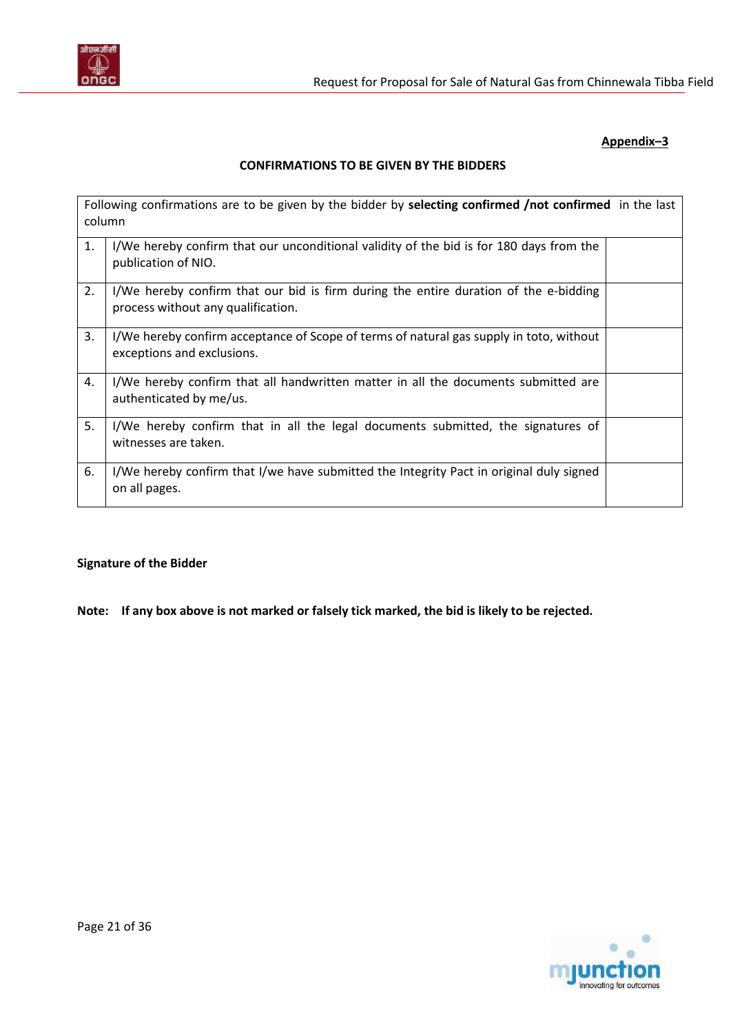**Appendix–3**

**CONFIRMATIONS TO BE GIVEN BY THE BIDDERS**

| Following confirmations are to be given by the bidder by **selecting confirmed /not confirmed** in the last column | | |
|---|---|---|
| 1. | I/We hereby confirm that our unconditional validity of the bid is for 180 days from the publication of NIO. | |
| 2. | I/We hereby confirm that our bid is firm during the entire duration of the e-bidding process without any qualification. | |
| 3. | I/We hereby confirm acceptance of Scope of terms of natural gas supply in toto, without exceptions and exclusions. | |
| 4. | I/We hereby confirm that all handwritten matter in all the documents submitted are authenticated by me/us. | |
| 5. | I/We hereby confirm that in all the legal documents submitted, the signatures of witnesses are taken. | |
| 6. | I/We hereby confirm that I/we have submitted the Integrity Pact in original duly signed on all pages. | |

**Signature of the Bidder**

**Note: If any box above is not marked or falsely tick marked, the bid is likely to be rejected.**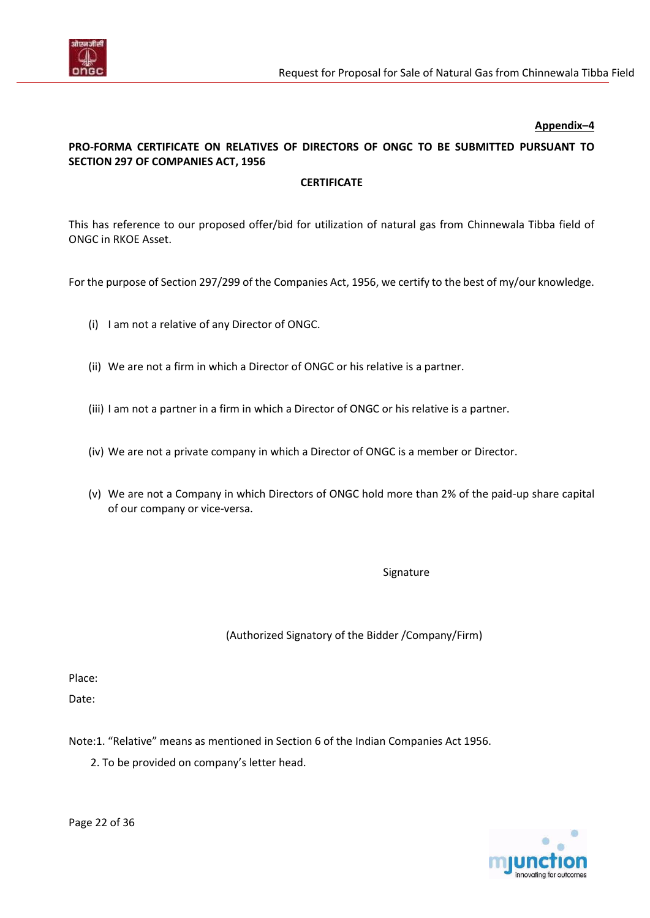**Appendix–4**

**PRO-FORMA CERTIFICATE ON RELATIVES OF DIRECTORS OF ONGC TO BE SUBMITTED PURSUANT TO SECTION 297 OF COMPANIES ACT, 1956**

**CERTIFICATE**

This has reference to our proposed offer/bid for utilization of natural gas from Chinnewala Tibba field of ONGC in RKOE Asset.

For the purpose of Section 297/299 of the Companies Act, 1956, we certify to the best of my/our knowledge.

(i) I am not a relative of any Director of ONGC.

(ii) We are not a firm in which a Director of ONGC or his relative is a partner.

(iii) I am not a partner in a firm in which a Director of ONGC or his relative is a partner.

(iv) We are not a private company in which a Director of ONGC is a member or Director.

(v) We are not a Company in which Directors of ONGC hold more than 2% of the paid-up share capital of our company or vice-versa.

Signature

(Authorized Signatory of the Bidder /Company/Firm)

Place:

Date:

Note:1. "Relative" means as mentioned in Section 6 of the Indian Companies Act 1956.

2. To be provided on company's letter head.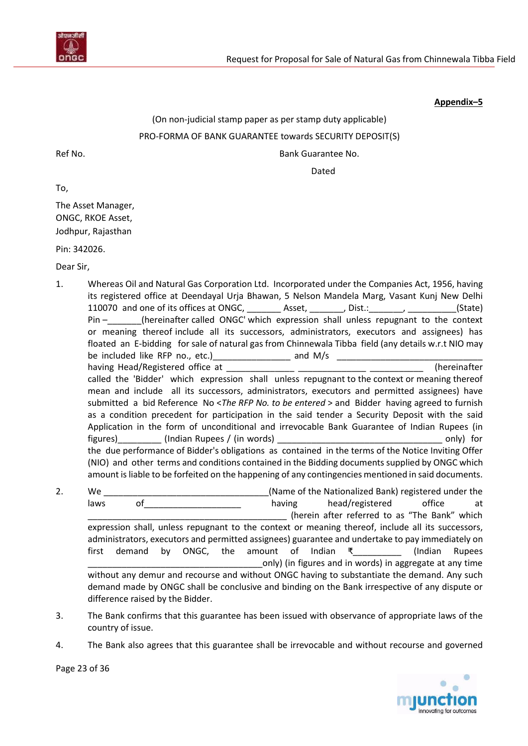**Appendix–5**

(On non-judicial stamp paper as per stamp duty applicable)

PRO-FORMA OF BANK GUARANTEE towards SECURITY DEPOSIT(S)

Ref No. Bank Guarantee No.

Dated

To,

The Asset Manager,
ONGC, RKOE Asset,
Jodhpur, Rajasthan

Pin: 342026.

Dear Sir,

1. Whereas Oil and Natural Gas Corporation Ltd. Incorporated under the Companies Act, 1956, having its registered office at Deendayal Urja Bhawan, 5 Nelson Mandela Marg, Vasant Kunj New Delhi 110070 and one of its offices at ONGC, _______ Asset, _______, Dist.:_______, __________(State) Pin –_______(hereinafter called ONGC' which expression shall unless repugnant to the context or meaning thereof include all its successors, administrators, executors and assignees) has floated an E-bidding for sale of natural gas from Chinnewala Tibba field (any details w.r.t NIO may be included like RFP no., etc.)________________ and M/s ______________________________ having Head/Registered office at ______________ ______________ ___________ (hereinafter called the 'Bidder' which expression shall unless repugnant to the context or meaning thereof mean and include all its successors, administrators, executors and permitted assignees) have submitted a bid Reference No <*The RFP No. to be entered*> and Bidder having agreed to furnish as a condition precedent for participation in the said tender a Security Deposit with the said Application in the form of unconditional and irrevocable Bank Guarantee of Indian Rupees (in figures)_________ (Indian Rupees / (in words) __________________________________ only) for the due performance of Bidder's obligations as contained in the terms of the Notice Inviting Offer (NIO) and other terms and conditions contained in the Bidding documents supplied by ONGC which amount is liable to be forfeited on the happening of any contingencies mentioned in said documents.

2. We __________________________________(Name of the Nationalized Bank) registered under the laws of____________________ having head/registered office at ___________________________________________ (herein after referred to as "The Bank" which expression shall, unless repugnant to the context or meaning thereof, include all its successors, administrators, executors and permitted assignees) guarantee and undertake to pay immediately on first demand by ONGC, the amount of Indian ₹__________ (Indian Rupees ____________________________________only) (in figures and in words) in aggregate at any time without any demur and recourse and without ONGC having to substantiate the demand. Any such demand made by ONGC shall be conclusive and binding on the Bank irrespective of any dispute or difference raised by the Bidder.

3. The Bank confirms that this guarantee has been issued with observance of appropriate laws of the country of issue.

4. The Bank also agrees that this guarantee shall be irrevocable and without recourse and governed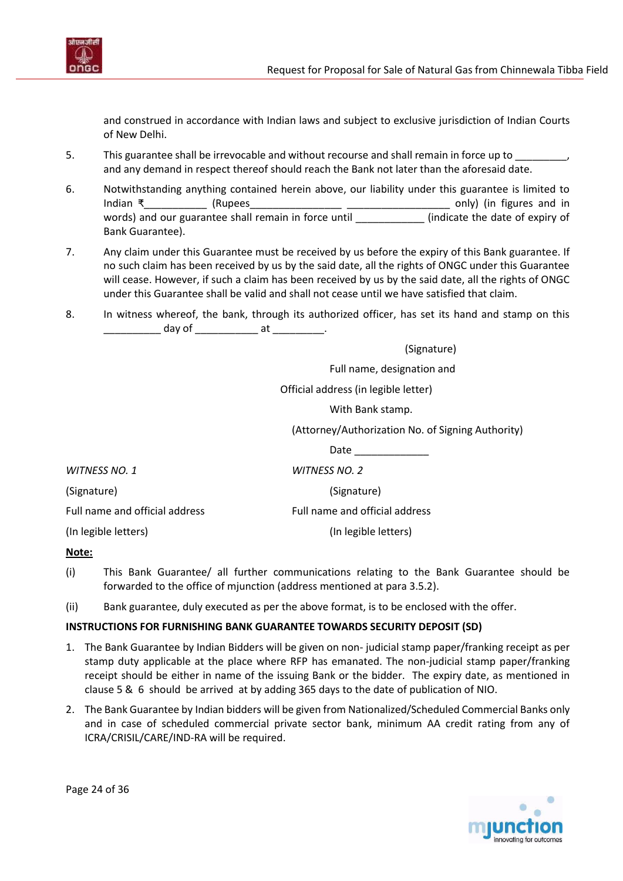and construed in accordance with Indian laws and subject to exclusive jurisdiction of Indian Courts of New Delhi.

5. This guarantee shall be irrevocable and without recourse and shall remain in force up to _________, and any demand in respect thereof should reach the Bank not later than the aforesaid date.

6. Notwithstanding anything contained herein above, our liability under this guarantee is limited to Indian ₹___________ (Rupees________________ __________________ only) (in figures and in words) and our guarantee shall remain in force until ____________ (indicate the date of expiry of Bank Guarantee).

7. Any claim under this Guarantee must be received by us before the expiry of this Bank guarantee. If no such claim has been received by us by the said date, all the rights of ONGC under this Guarantee will cease. However, if such a claim has been received by us by the said date, all the rights of ONGC under this Guarantee shall be valid and shall not cease until we have satisfied that claim.

8. In witness whereof, the bank, through its authorized officer, has set its hand and stamp on this __________ day of ___________ at _________.

(Signature)

Full name, designation and

Official address (in legible letter)

With Bank stamp.

(Attorney/Authorization No. of Signing Authority)

Date _____________

*WITNESS NO. 1*

(Signature)

Full name and official address

(In legible letters)

*WITNESS NO. 2*

(Signature)

Full name and official address

(In legible letters)

**Note:**

(i) This Bank Guarantee/ all further communications relating to the Bank Guarantee should be forwarded to the office of mjunction (address mentioned at para 3.5.2).

(ii) Bank guarantee, duly executed as per the above format, is to be enclosed with the offer.

**INSTRUCTIONS FOR FURNISHING BANK GUARANTEE TOWARDS SECURITY DEPOSIT (SD)**

1. The Bank Guarantee by Indian Bidders will be given on non- judicial stamp paper/franking receipt as per stamp duty applicable at the place where RFP has emanated. The non-judicial stamp paper/franking receipt should be either in name of the issuing Bank or the bidder. The expiry date, as mentioned in clause 5 & 6 should be arrived at by adding 365 days to the date of publication of NIO.

2. The Bank Guarantee by Indian bidders will be given from Nationalized/Scheduled Commercial Banks only and in case of scheduled commercial private sector bank, minimum AA credit rating from any of ICRA/CRISIL/CARE/IND-RA will be required.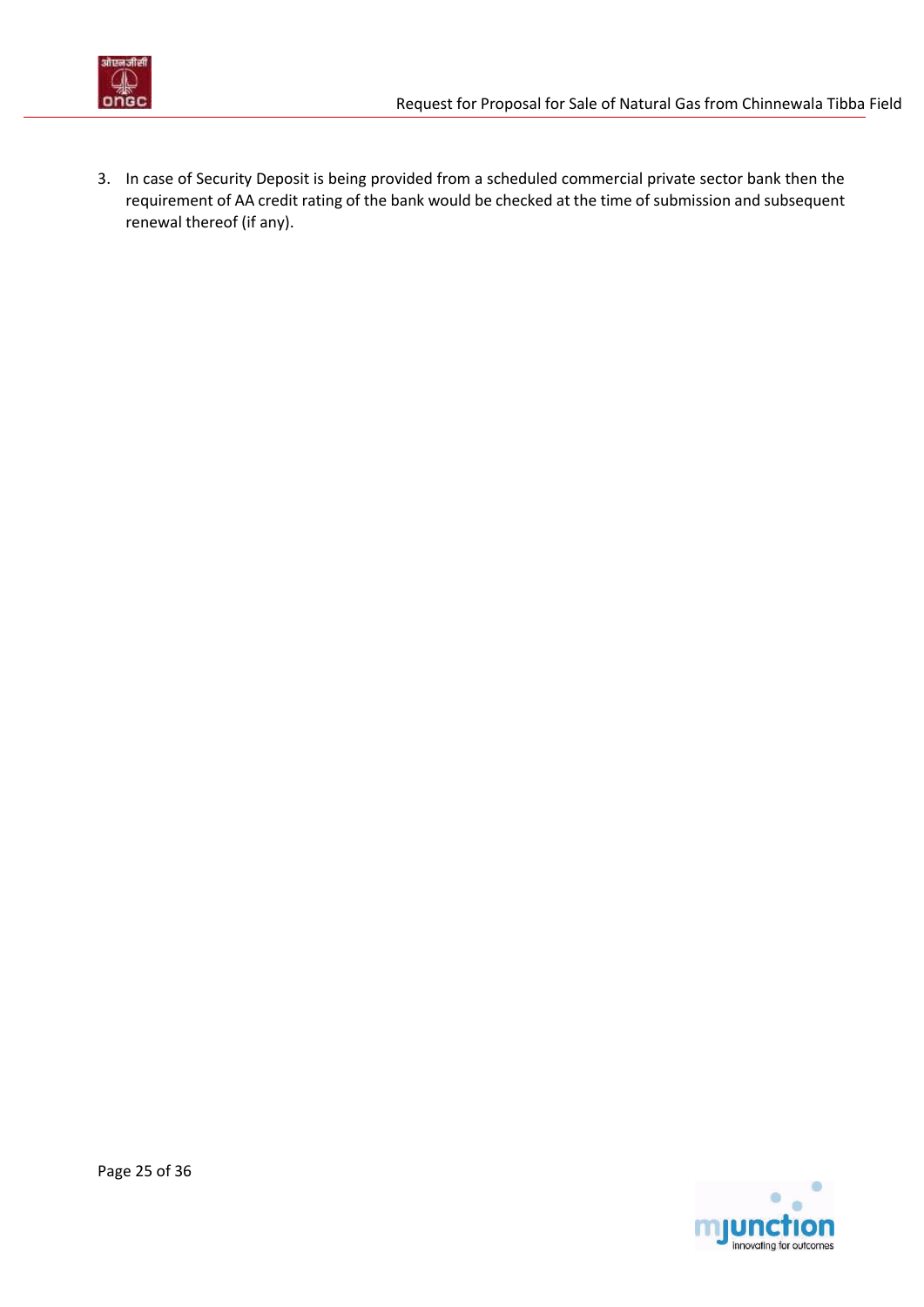3. In case of Security Deposit is being provided from a scheduled commercial private sector bank then the requirement of AA credit rating of the bank would be checked at the time of submission and subsequent renewal thereof (if any).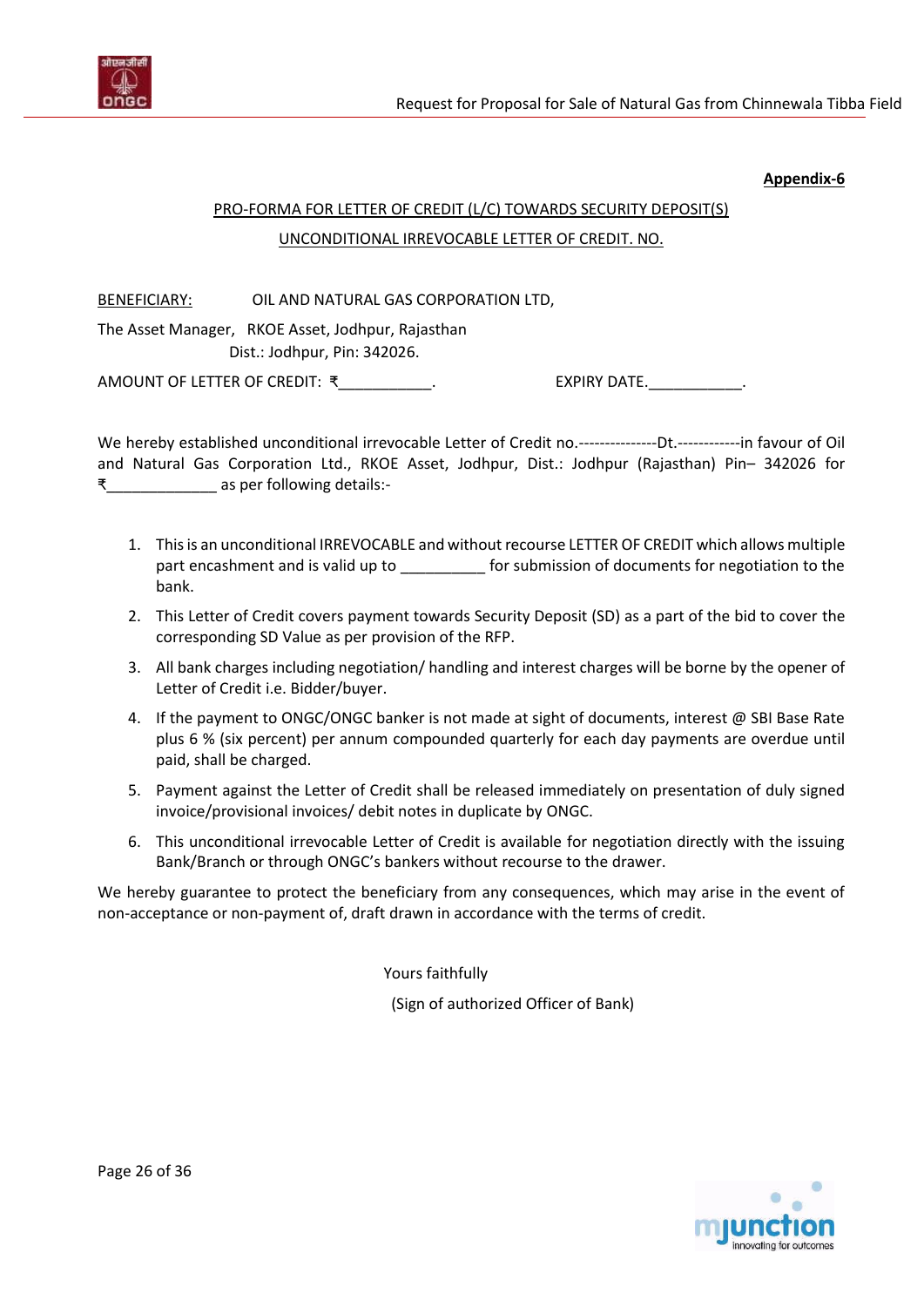**Appendix-6**

PRO-FORMA FOR LETTER OF CREDIT (L/C) TOWARDS SECURITY DEPOSIT(S)

UNCONDITIONAL IRREVOCABLE LETTER OF CREDIT. NO.

BENEFICIARY: OIL AND NATURAL GAS CORPORATION LTD,

The Asset Manager, RKOE Asset, Jodhpur, Rajasthan
Dist.: Jodhpur, Pin: 342026.

AMOUNT OF LETTER OF CREDIT: ₹___________. EXPIRY DATE.___________.

We hereby established unconditional irrevocable Letter of Credit no.---------------Dt.------------in favour of Oil and Natural Gas Corporation Ltd., RKOE Asset, Jodhpur, Dist.: Jodhpur (Rajasthan) Pin– 342026 for ₹_____________ as per following details:-

1. This is an unconditional IRREVOCABLE and without recourse LETTER OF CREDIT which allows multiple part encashment and is valid up to __________ for submission of documents for negotiation to the bank.
2. This Letter of Credit covers payment towards Security Deposit (SD) as a part of the bid to cover the corresponding SD Value as per provision of the RFP.
3. All bank charges including negotiation/ handling and interest charges will be borne by the opener of Letter of Credit i.e. Bidder/buyer.
4. If the payment to ONGC/ONGC banker is not made at sight of documents, interest @ SBI Base Rate plus 6 % (six percent) per annum compounded quarterly for each day payments are overdue until paid, shall be charged.
5. Payment against the Letter of Credit shall be released immediately on presentation of duly signed invoice/provisional invoices/ debit notes in duplicate by ONGC.
6. This unconditional irrevocable Letter of Credit is available for negotiation directly with the issuing Bank/Branch or through ONGC's bankers without recourse to the drawer.

We hereby guarantee to protect the beneficiary from any consequences, which may arise in the event of non-acceptance or non-payment of, draft drawn in accordance with the terms of credit.

Yours faithfully

(Sign of authorized Officer of Bank)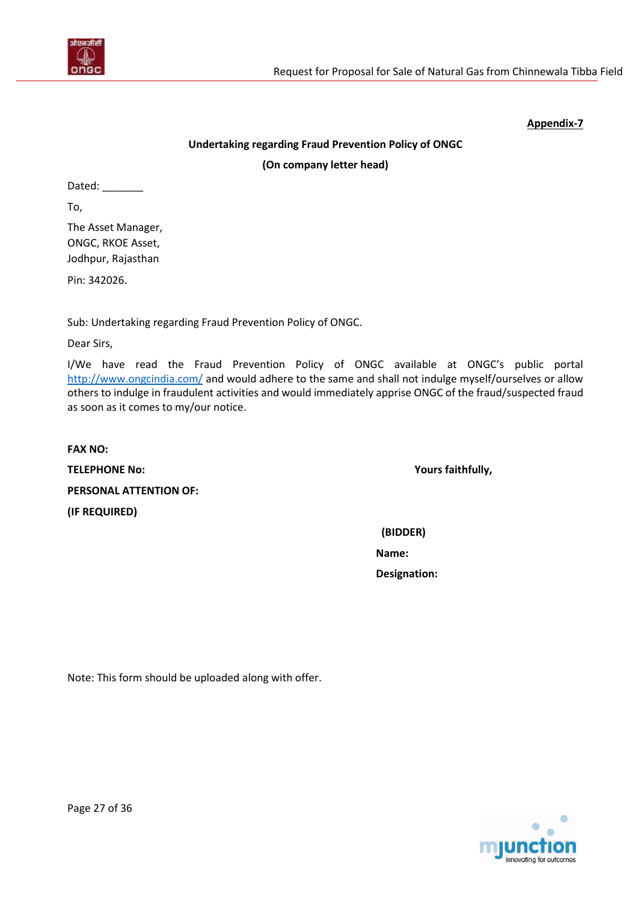**Appendix-7**

**Undertaking regarding Fraud Prevention Policy of ONGC**

**(On company letter head)**

Dated: _______

To,

The Asset Manager,
ONGC, RKOE Asset,
Jodhpur, Rajasthan

Pin: 342026.

Sub: Undertaking regarding Fraud Prevention Policy of ONGC.

Dear Sirs,

I/We have read the Fraud Prevention Policy of ONGC available at ONGC's public portal http://www.ongcindia.com/ and would adhere to the same and shall not indulge myself/ourselves or allow others to indulge in fraudulent activities and would immediately apprise ONGC of the fraud/suspected fraud as soon as it comes to my/our notice.

**FAX NO:**

**TELEPHONE No:**

**PERSONAL ATTENTION OF:**

**(IF REQUIRED)**

**Yours faithfully,**

**(BIDDER)**

**Name:**

**Designation:**

Note: This form should be uploaded along with offer.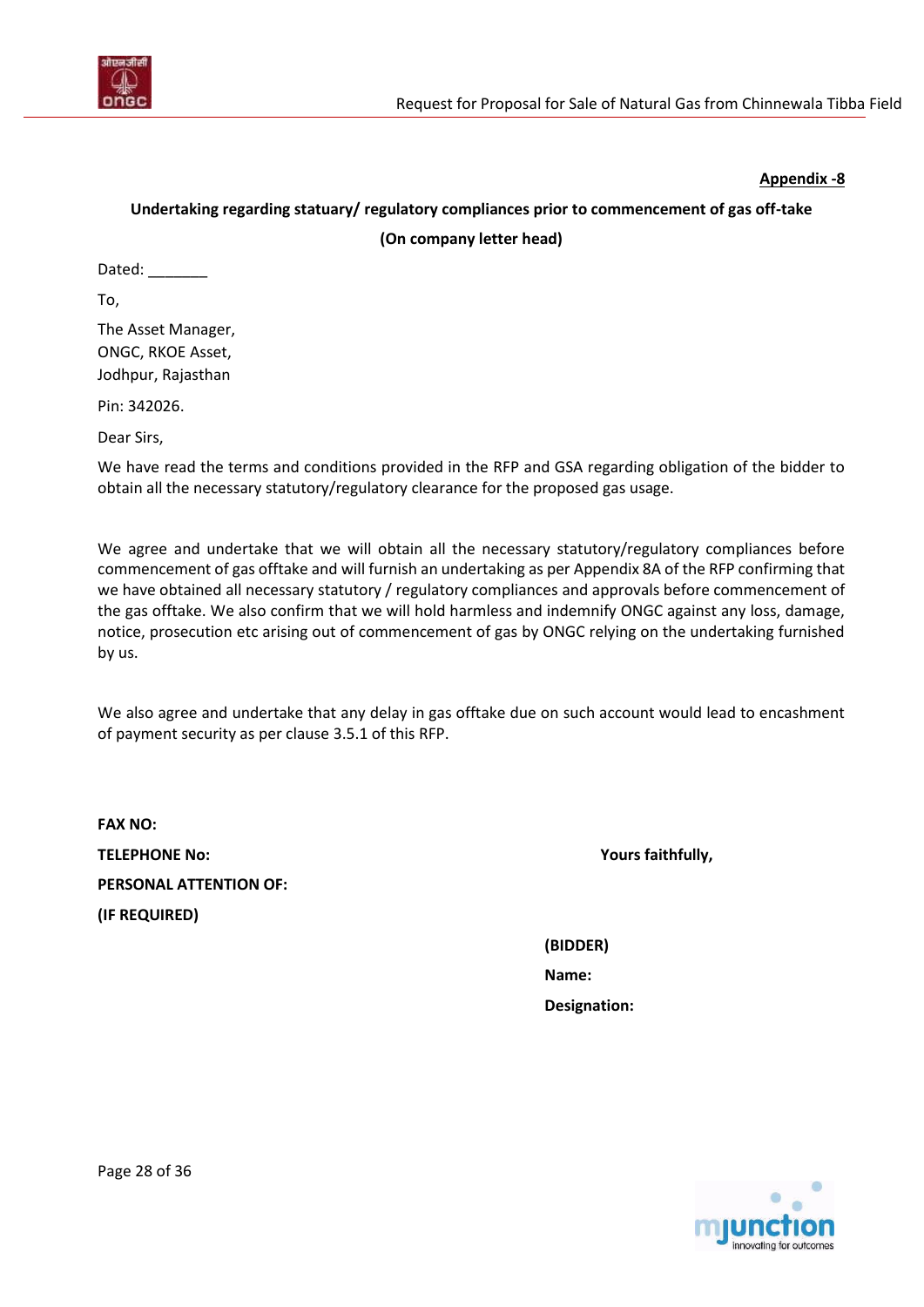**Appendix -8**

**Undertaking regarding statuary/ regulatory compliances prior to commencement of gas off-take**

**(On company letter head)**

Dated: _______

To,

The Asset Manager,
ONGC, RKOE Asset,
Jodhpur, Rajasthan

Pin: 342026.

Dear Sirs,

We have read the terms and conditions provided in the RFP and GSA regarding obligation of the bidder to obtain all the necessary statutory/regulatory clearance for the proposed gas usage.

We agree and undertake that we will obtain all the necessary statutory/regulatory compliances before commencement of gas offtake and will furnish an undertaking as per Appendix 8A of the RFP confirming that we have obtained all necessary statutory / regulatory compliances and approvals before commencement of the gas offtake. We also confirm that we will hold harmless and indemnify ONGC against any loss, damage, notice, prosecution etc arising out of commencement of gas by ONGC relying on the undertaking furnished by us.

We also agree and undertake that any delay in gas offtake due on such account would lead to encashment of payment security as per clause 3.5.1 of this RFP.

**FAX NO:**

**TELEPHONE No:**

**PERSONAL ATTENTION OF:**

**(IF REQUIRED)**

**Yours faithfully,**

**(BIDDER)**

**Name:**

**Designation:**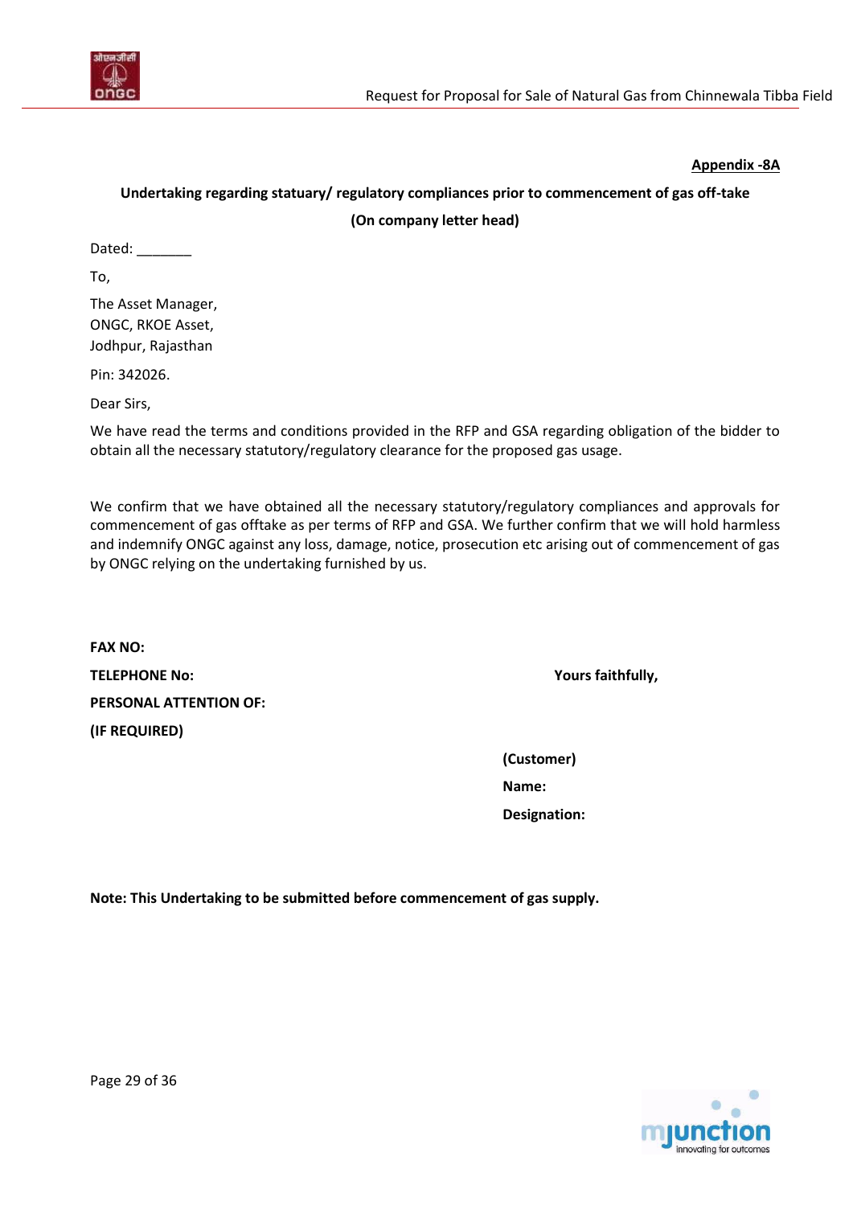**Appendix -8A**

**Undertaking regarding statuary/ regulatory compliances prior to commencement of gas off-take**

**(On company letter head)**

Dated: _______

To,

The Asset Manager,
ONGC, RKOE Asset,
Jodhpur, Rajasthan

Pin: 342026.

Dear Sirs,

We have read the terms and conditions provided in the RFP and GSA regarding obligation of the bidder to obtain all the necessary statutory/regulatory clearance for the proposed gas usage.

We confirm that we have obtained all the necessary statutory/regulatory compliances and approvals for commencement of gas offtake as per terms of RFP and GSA. We further confirm that we will hold harmless and indemnify ONGC against any loss, damage, notice, prosecution etc arising out of commencement of gas by ONGC relying on the undertaking furnished by us.

**FAX NO:**

**TELEPHONE No:**

**PERSONAL ATTENTION OF:**

**(IF REQUIRED)**

**Yours faithfully,**

**(Customer)**

**Name:**

**Designation:**

**Note: This Undertaking to be submitted before commencement of gas supply.**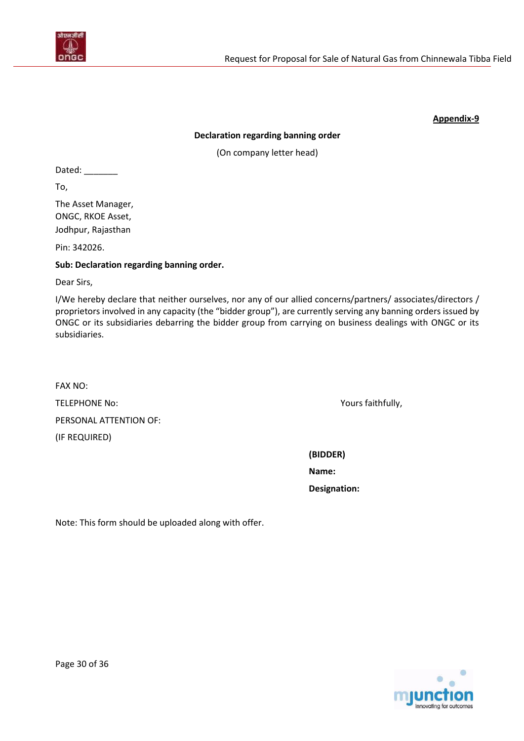**Appendix-9**

**Declaration regarding banning order**

(On company letter head)

Dated: _______

To,

The Asset Manager,
ONGC, RKOE Asset,
Jodhpur, Rajasthan

Pin: 342026.

**Sub: Declaration regarding banning order.**

Dear Sirs,

I/We hereby declare that neither ourselves, nor any of our allied concerns/partners/ associates/directors / proprietors involved in any capacity (the "bidder group"), are currently serving any banning orders issued by ONGC or its subsidiaries debarring the bidder group from carrying on business dealings with ONGC or its subsidiaries.

FAX NO:

TELEPHONE No:

PERSONAL ATTENTION OF:

(IF REQUIRED)

Yours faithfully,

**(BIDDER)**

**Name:**

**Designation:**

Note: This form should be uploaded along with offer.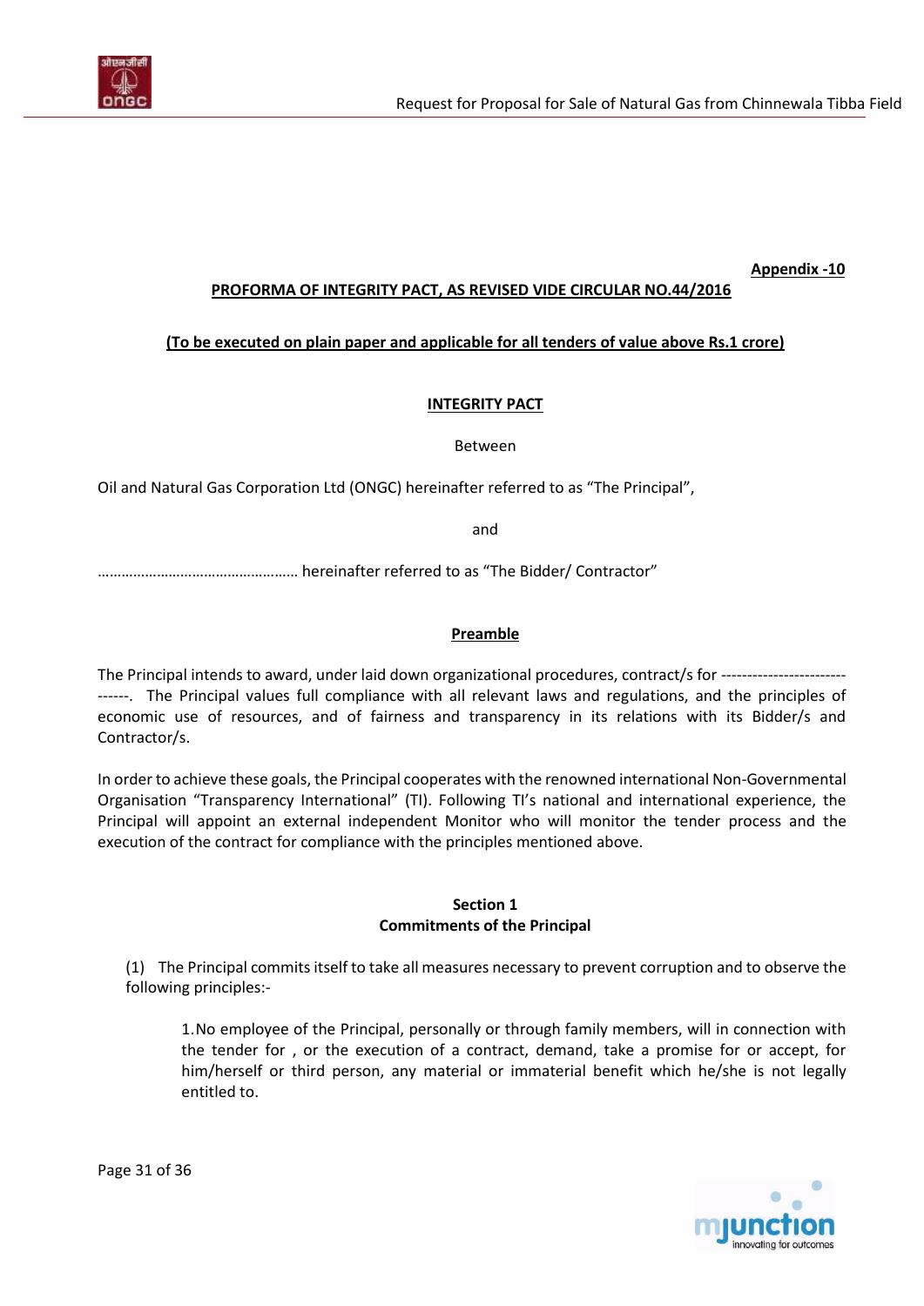**Appendix -10**

**PROFORMA OF INTEGRITY PACT, AS REVISED VIDE CIRCULAR NO.44/2016**

**(To be executed on plain paper and applicable for all tenders of value above Rs.1 crore)**

## INTEGRITY PACT

Between

Oil and Natural Gas Corporation Ltd (ONGC) hereinafter referred to as "The Principal",

and

………………………………………… hereinafter referred to as "The Bidder/ Contractor"

### Preamble

The Principal intends to award, under laid down organizational procedures, contract/s for ------------------------------. The Principal values full compliance with all relevant laws and regulations, and the principles of economic use of resources, and of fairness and transparency in its relations with its Bidder/s and Contractor/s.

In order to achieve these goals, the Principal cooperates with the renowned international Non-Governmental Organisation "Transparency International" (TI). Following TI's national and international experience, the Principal will appoint an external independent Monitor who will monitor the tender process and the execution of the contract for compliance with the principles mentioned above.

### Section 1
### Commitments of the Principal

(1) The Principal commits itself to take all measures necessary to prevent corruption and to observe the following principles:-

1. No employee of the Principal, personally or through family members, will in connection with the tender for , or the execution of a contract, demand, take a promise for or accept, for him/herself or third person, any material or immaterial benefit which he/she is not legally entitled to.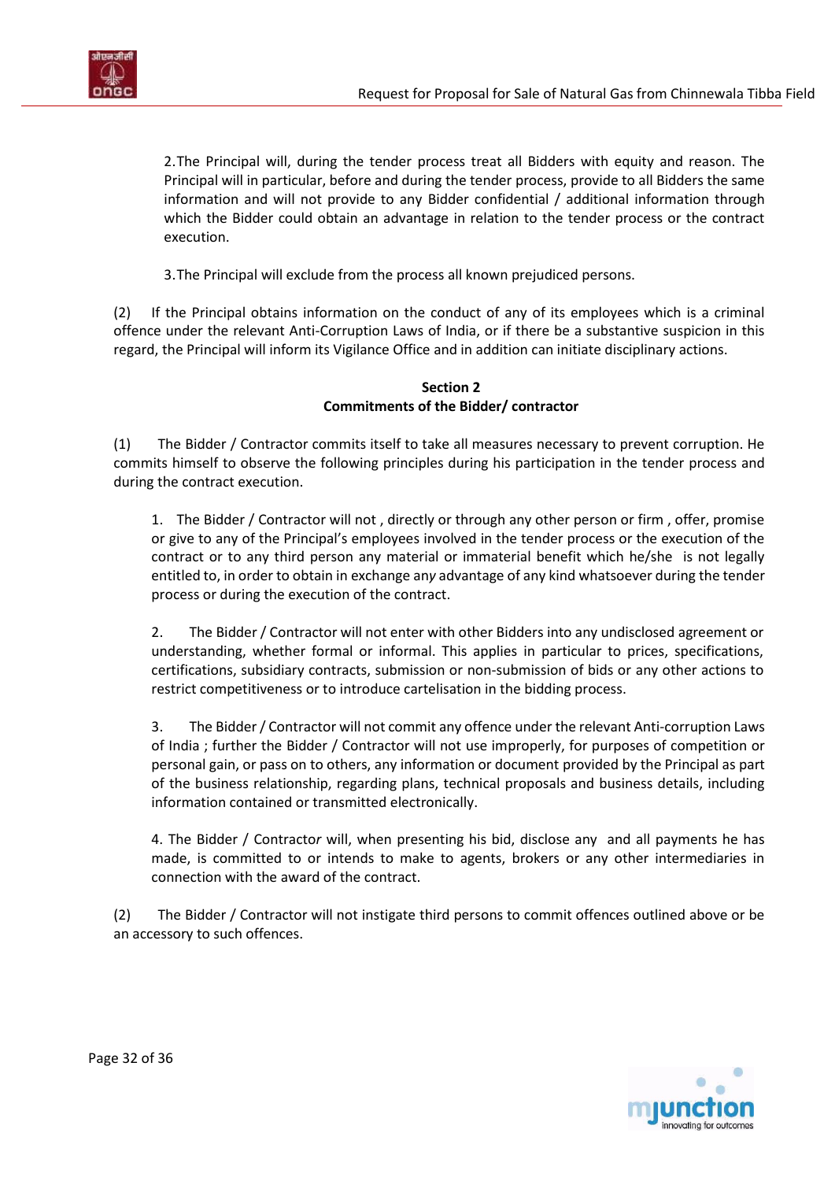2. The Principal will, during the tender process treat all Bidders with equity and reason. The Principal will in particular, before and during the tender process, provide to all Bidders the same information and will not provide to any Bidder confidential / additional information through which the Bidder could obtain an advantage in relation to the tender process or the contract execution.

3. The Principal will exclude from the process all known prejudiced persons.

(2) If the Principal obtains information on the conduct of any of its employees which is a criminal offence under the relevant Anti-Corruption Laws of India, or if there be a substantive suspicion in this regard, the Principal will inform its Vigilance Office and in addition can initiate disciplinary actions.

**Section 2**
**Commitments of the Bidder/ contractor**

(1) The Bidder / Contractor commits itself to take all measures necessary to prevent corruption. He commits himself to observe the following principles during his participation in the tender process and during the contract execution.

1. The Bidder / Contractor will not , directly or through any other person or firm , offer, promise or give to any of the Principal's employees involved in the tender process or the execution of the contract or to any third person any material or immaterial benefit which he/she is not legally entitled to, in order to obtain in exchange any advantage of any kind whatsoever during the tender process or during the execution of the contract.

2. The Bidder / Contractor will not enter with other Bidders into any undisclosed agreement or understanding, whether formal or informal. This applies in particular to prices, specifications, certifications, subsidiary contracts, submission or non-submission of bids or any other actions to restrict competitiveness or to introduce cartelisation in the bidding process.

3. The Bidder / Contractor will not commit any offence under the relevant Anti-corruption Laws of India ; further the Bidder / Contractor will not use improperly, for purposes of competition or personal gain, or pass on to others, any information or document provided by the Principal as part of the business relationship, regarding plans, technical proposals and business details, including information contained or transmitted electronically.

4. The Bidder / Contractor will, when presenting his bid, disclose any and all payments he has made, is committed to or intends to make to agents, brokers or any other intermediaries in connection with the award of the contract.

(2) The Bidder / Contractor will not instigate third persons to commit offences outlined above or be an accessory to such offences.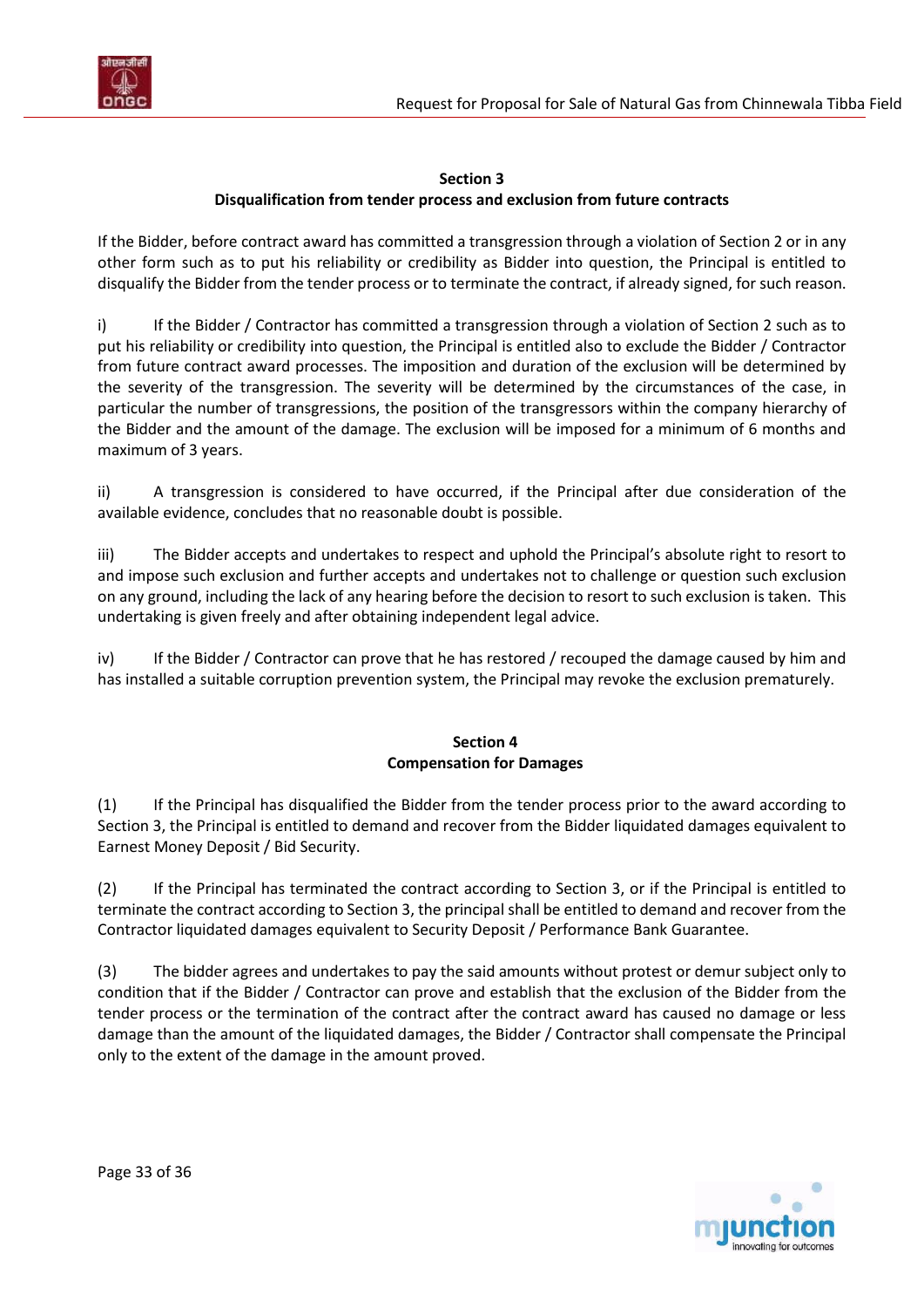## Section 3

### Disqualification from tender process and exclusion from future contracts

If the Bidder, before contract award has committed a transgression through a violation of Section 2 or in any other form such as to put his reliability or credibility as Bidder into question, the Principal is entitled to disqualify the Bidder from the tender process or to terminate the contract, if already signed, for such reason.

i) If the Bidder / Contractor has committed a transgression through a violation of Section 2 such as to put his reliability or credibility into question, the Principal is entitled also to exclude the Bidder / Contractor from future contract award processes. The imposition and duration of the exclusion will be determined by the severity of the transgression. The severity will be determined by the circumstances of the case, in particular the number of transgressions, the position of the transgressors within the company hierarchy of the Bidder and the amount of the damage. The exclusion will be imposed for a minimum of 6 months and maximum of 3 years.

ii) A transgression is considered to have occurred, if the Principal after due consideration of the available evidence, concludes that no reasonable doubt is possible.

iii) The Bidder accepts and undertakes to respect and uphold the Principal's absolute right to resort to and impose such exclusion and further accepts and undertakes not to challenge or question such exclusion on any ground, including the lack of any hearing before the decision to resort to such exclusion is taken. This undertaking is given freely and after obtaining independent legal advice.

iv) If the Bidder / Contractor can prove that he has restored / recouped the damage caused by him and has installed a suitable corruption prevention system, the Principal may revoke the exclusion prematurely.

## Section 4

### Compensation for Damages

(1) If the Principal has disqualified the Bidder from the tender process prior to the award according to Section 3, the Principal is entitled to demand and recover from the Bidder liquidated damages equivalent to Earnest Money Deposit / Bid Security.

(2) If the Principal has terminated the contract according to Section 3, or if the Principal is entitled to terminate the contract according to Section 3, the principal shall be entitled to demand and recover from the Contractor liquidated damages equivalent to Security Deposit / Performance Bank Guarantee.

(3) The bidder agrees and undertakes to pay the said amounts without protest or demur subject only to condition that if the Bidder / Contractor can prove and establish that the exclusion of the Bidder from the tender process or the termination of the contract after the contract award has caused no damage or less damage than the amount of the liquidated damages, the Bidder / Contractor shall compensate the Principal only to the extent of the damage in the amount proved.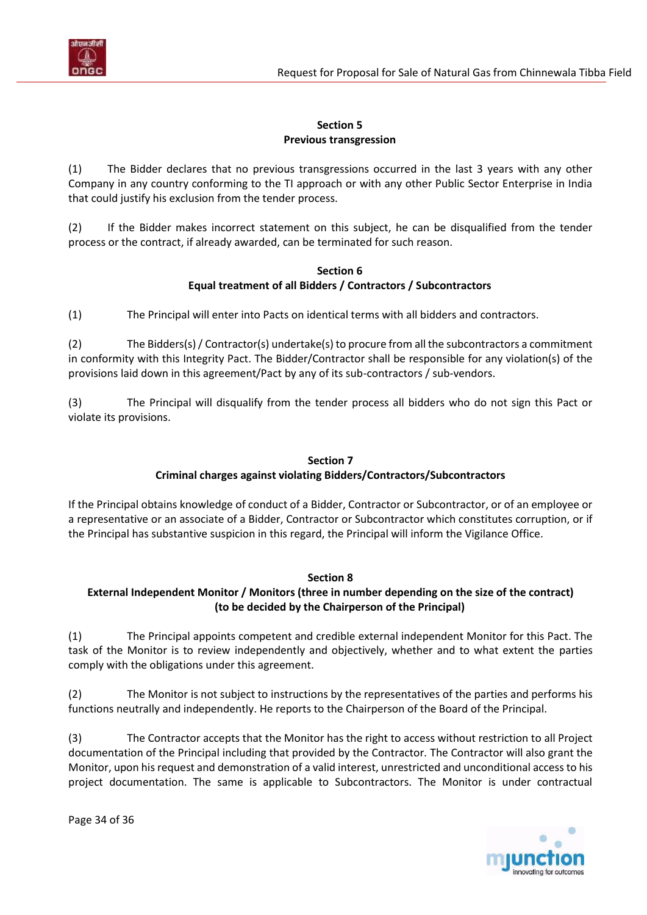**Section 5**
**Previous transgression**

(1) The Bidder declares that no previous transgressions occurred in the last 3 years with any other Company in any country conforming to the TI approach or with any other Public Sector Enterprise in India that could justify his exclusion from the tender process.

(2) If the Bidder makes incorrect statement on this subject, he can be disqualified from the tender process or the contract, if already awarded, can be terminated for such reason.

**Section 6**
**Equal treatment of all Bidders / Contractors / Subcontractors**

(1) The Principal will enter into Pacts on identical terms with all bidders and contractors.

(2) The Bidders(s) / Contractor(s) undertake(s) to procure from all the subcontractors a commitment in conformity with this Integrity Pact. The Bidder/Contractor shall be responsible for any violation(s) of the provisions laid down in this agreement/Pact by any of its sub-contractors / sub-vendors.

(3) The Principal will disqualify from the tender process all bidders who do not sign this Pact or violate its provisions.

**Section 7**
**Criminal charges against violating Bidders/Contractors/Subcontractors**

If the Principal obtains knowledge of conduct of a Bidder, Contractor or Subcontractor, or of an employee or a representative or an associate of a Bidder, Contractor or Subcontractor which constitutes corruption, or if the Principal has substantive suspicion in this regard, the Principal will inform the Vigilance Office.

**Section 8**
**External Independent Monitor / Monitors (three in number depending on the size of the contract) (to be decided by the Chairperson of the Principal)**

(1) The Principal appoints competent and credible external independent Monitor for this Pact. The task of the Monitor is to review independently and objectively, whether and to what extent the parties comply with the obligations under this agreement.

(2) The Monitor is not subject to instructions by the representatives of the parties and performs his functions neutrally and independently. He reports to the Chairperson of the Board of the Principal.

(3) The Contractor accepts that the Monitor has the right to access without restriction to all Project documentation of the Principal including that provided by the Contractor. The Contractor will also grant the Monitor, upon his request and demonstration of a valid interest, unrestricted and unconditional access to his project documentation. The same is applicable to Subcontractors. The Monitor is under contractual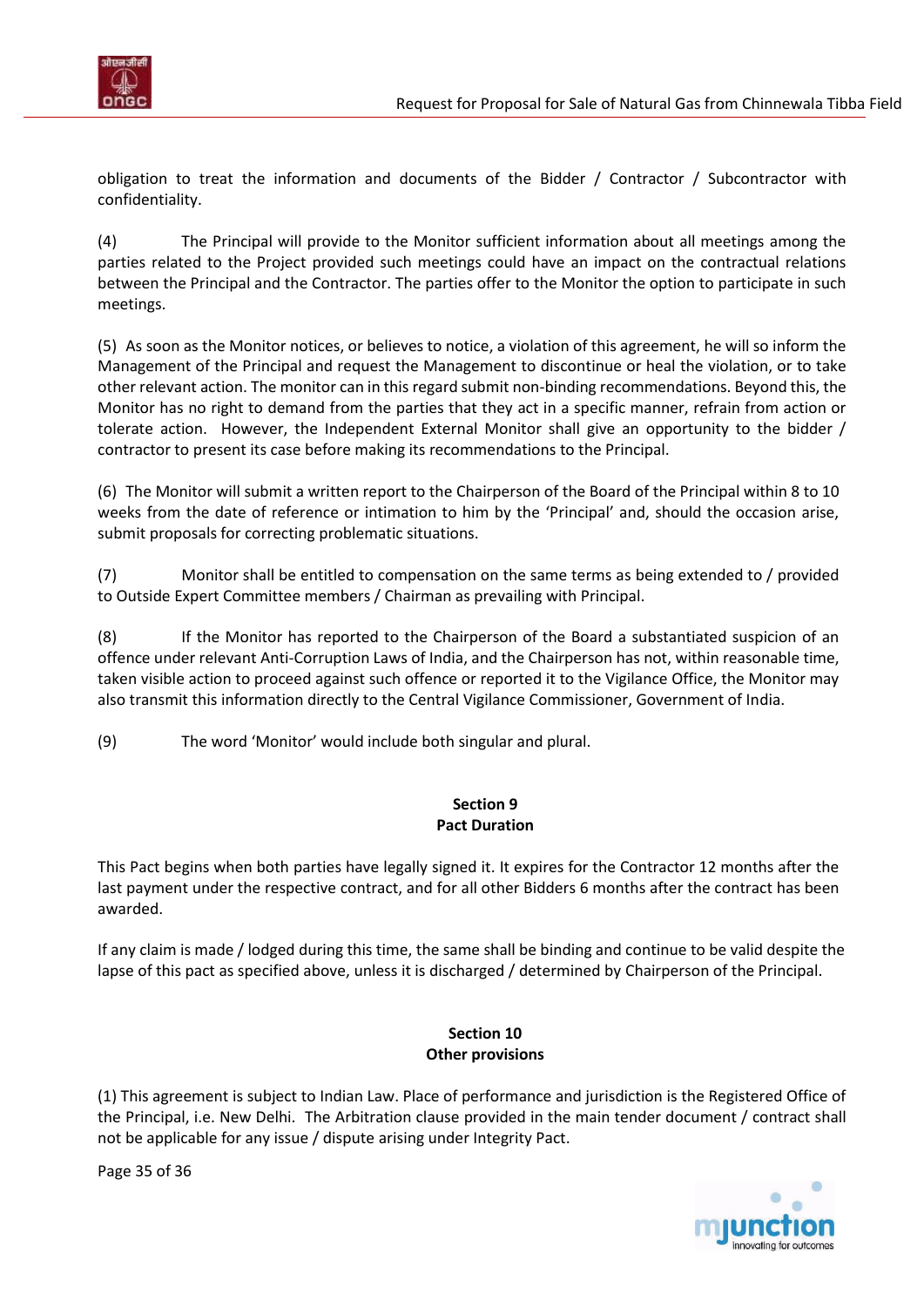obligation to treat the information and documents of the Bidder / Contractor / Subcontractor with confidentiality.

(4) The Principal will provide to the Monitor sufficient information about all meetings among the parties related to the Project provided such meetings could have an impact on the contractual relations between the Principal and the Contractor. The parties offer to the Monitor the option to participate in such meetings.

(5) As soon as the Monitor notices, or believes to notice, a violation of this agreement, he will so inform the Management of the Principal and request the Management to discontinue or heal the violation, or to take other relevant action. The monitor can in this regard submit non-binding recommendations. Beyond this, the Monitor has no right to demand from the parties that they act in a specific manner, refrain from action or tolerate action. However, the Independent External Monitor shall give an opportunity to the bidder / contractor to present its case before making its recommendations to the Principal.

(6) The Monitor will submit a written report to the Chairperson of the Board of the Principal within 8 to 10 weeks from the date of reference or intimation to him by the 'Principal' and, should the occasion arise, submit proposals for correcting problematic situations.

(7) Monitor shall be entitled to compensation on the same terms as being extended to / provided to Outside Expert Committee members / Chairman as prevailing with Principal.

(8) If the Monitor has reported to the Chairperson of the Board a substantiated suspicion of an offence under relevant Anti-Corruption Laws of India, and the Chairperson has not, within reasonable time, taken visible action to proceed against such offence or reported it to the Vigilance Office, the Monitor may also transmit this information directly to the Central Vigilance Commissioner, Government of India.

(9) The word 'Monitor' would include both singular and plural.

## Section 9
## Pact Duration

This Pact begins when both parties have legally signed it. It expires for the Contractor 12 months after the last payment under the respective contract, and for all other Bidders 6 months after the contract has been awarded.

If any claim is made / lodged during this time, the same shall be binding and continue to be valid despite the lapse of this pact as specified above, unless it is discharged / determined by Chairperson of the Principal.

## Section 10
## Other provisions

(1) This agreement is subject to Indian Law. Place of performance and jurisdiction is the Registered Office of the Principal, i.e. New Delhi. The Arbitration clause provided in the main tender document / contract shall not be applicable for any issue / dispute arising under Integrity Pact.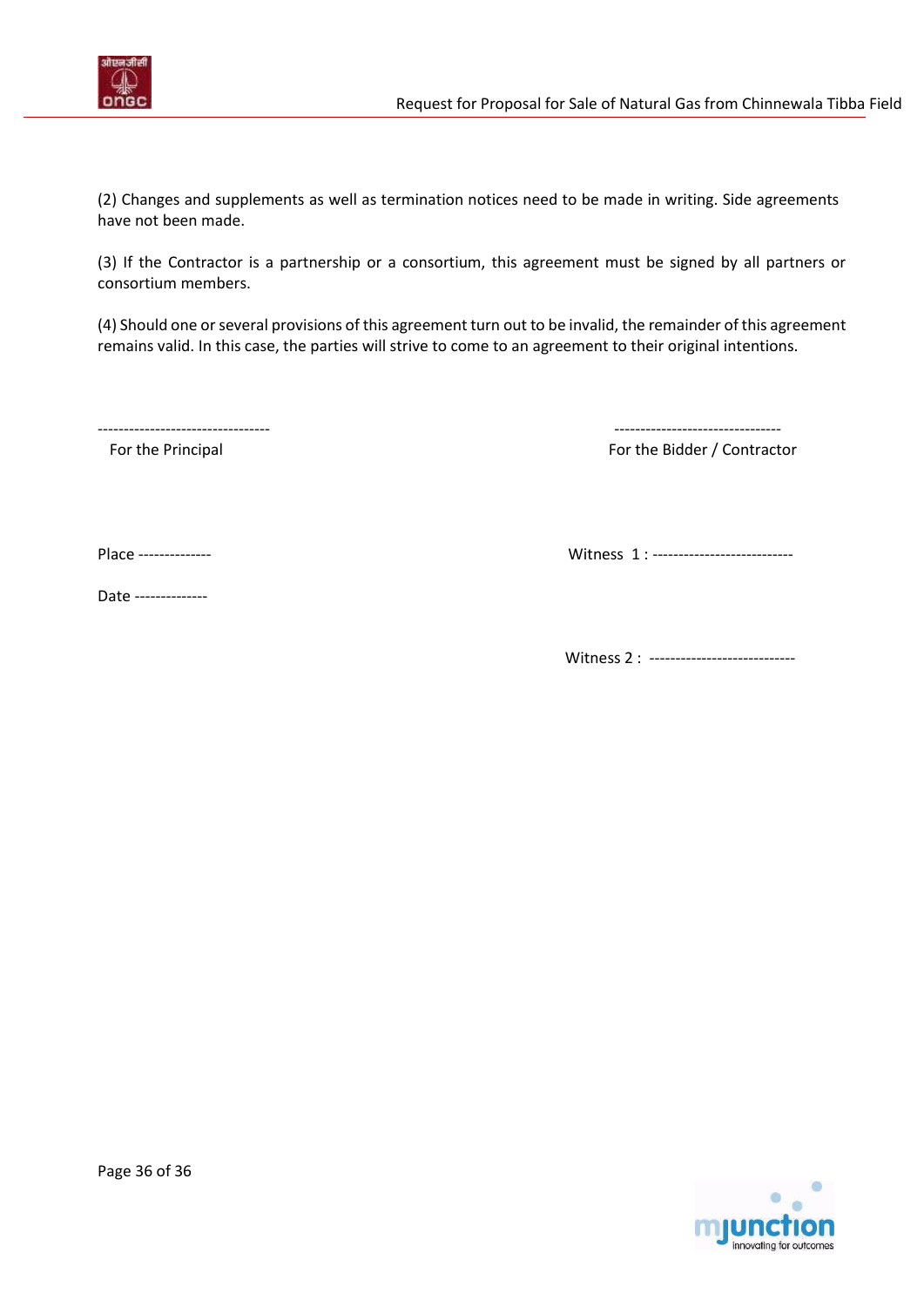(2) Changes and supplements as well as termination notices need to be made in writing. Side agreements have not been made.

(3) If the Contractor is a partnership or a consortium, this agreement must be signed by all partners or consortium members.

(4) Should one or several provisions of this agreement turn out to be invalid, the remainder of this agreement remains valid. In this case, the parties will strive to come to an agreement to their original intentions.

---------------------------------- 
For the Principal

--------------------------------- 
For the Bidder / Contractor

Place --------------

Date --------------

Witness 1 : ---------------------------

Witness 2 : ----------------------------